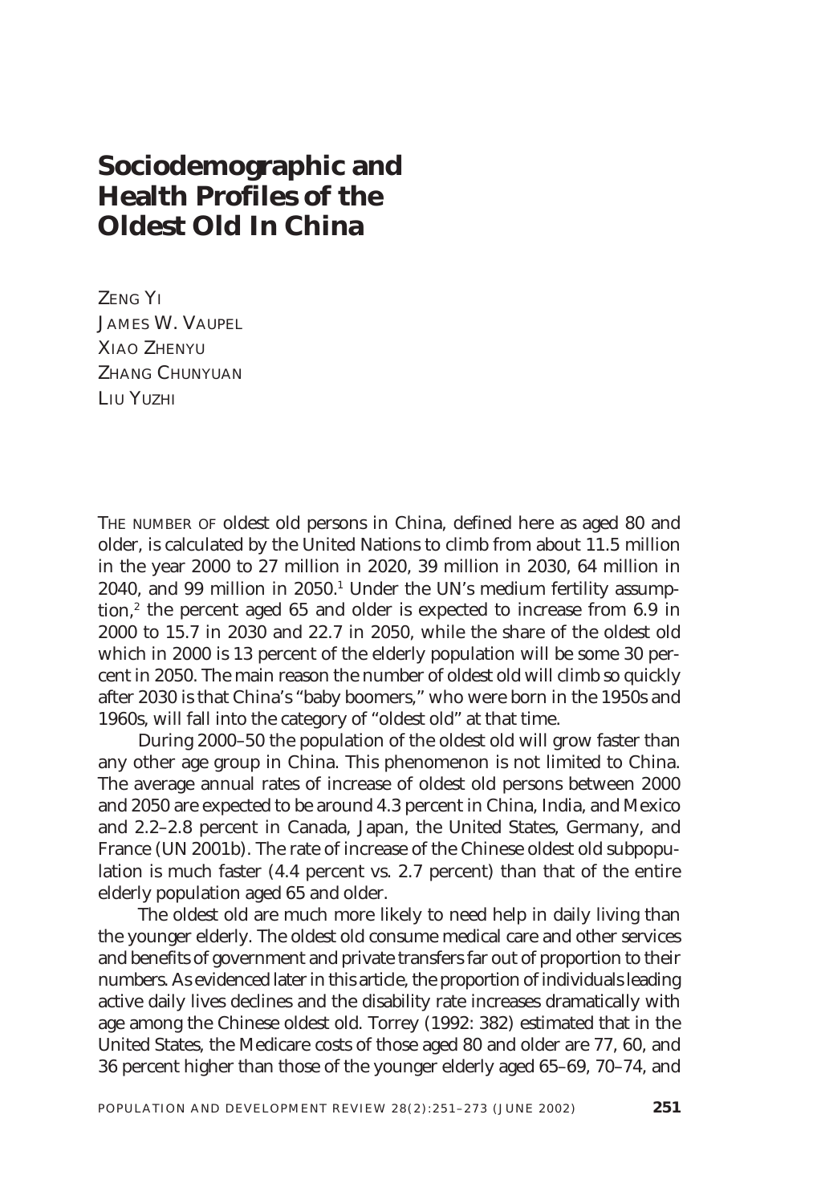# Sociodemographic and Health Profiles of the Oldest Old In China

ZENG YI
JAMES W. VAUPEL
XIAO ZHENYU
ZHANG CHUNYUAN
LIU YUZHI

THE NUMBER OF oldest old persons in China, defined here as aged 80 and older, is calculated by the United Nations to climb from about 11.5 million in the year 2000 to 27 million in 2020, 39 million in 2030, 64 million in 2040, and 99 million in 2050.[1] Under the UN's medium fertility assumption,[2] the percent aged 65 and older is expected to increase from 6.9 in 2000 to 15.7 in 2030 and 22.7 in 2050, while the share of the oldest old which in 2000 is 13 percent of the elderly population will be some 30 percent in 2050. The main reason the number of oldest old will climb so quickly after 2030 is that China's "baby boomers," who were born in the 1950s and 1960s, will fall into the category of "oldest old" at that time.

During 2000–50 the population of the oldest old will grow faster than any other age group in China. This phenomenon is not limited to China. The average annual rates of increase of oldest old persons between 2000 and 2050 are expected to be around 4.3 percent in China, India, and Mexico and 2.2–2.8 percent in Canada, Japan, the United States, Germany, and France (UN 2001b). The rate of increase of the Chinese oldest old subpopulation is much faster (4.4 percent vs. 2.7 percent) than that of the entire elderly population aged 65 and older.

The oldest old are much more likely to need help in daily living than the younger elderly. The oldest old consume medical care and other services and benefits of government and private transfers far out of proportion to their numbers. As evidenced later in this article, the proportion of individuals leading active daily lives declines and the disability rate increases dramatically with age among the Chinese oldest old. Torrey (1992: 382) estimated that in the United States, the Medicare costs of those aged 80 and older are 77, 60, and 36 percent higher than those of the younger elderly aged 65–69, 70–74, and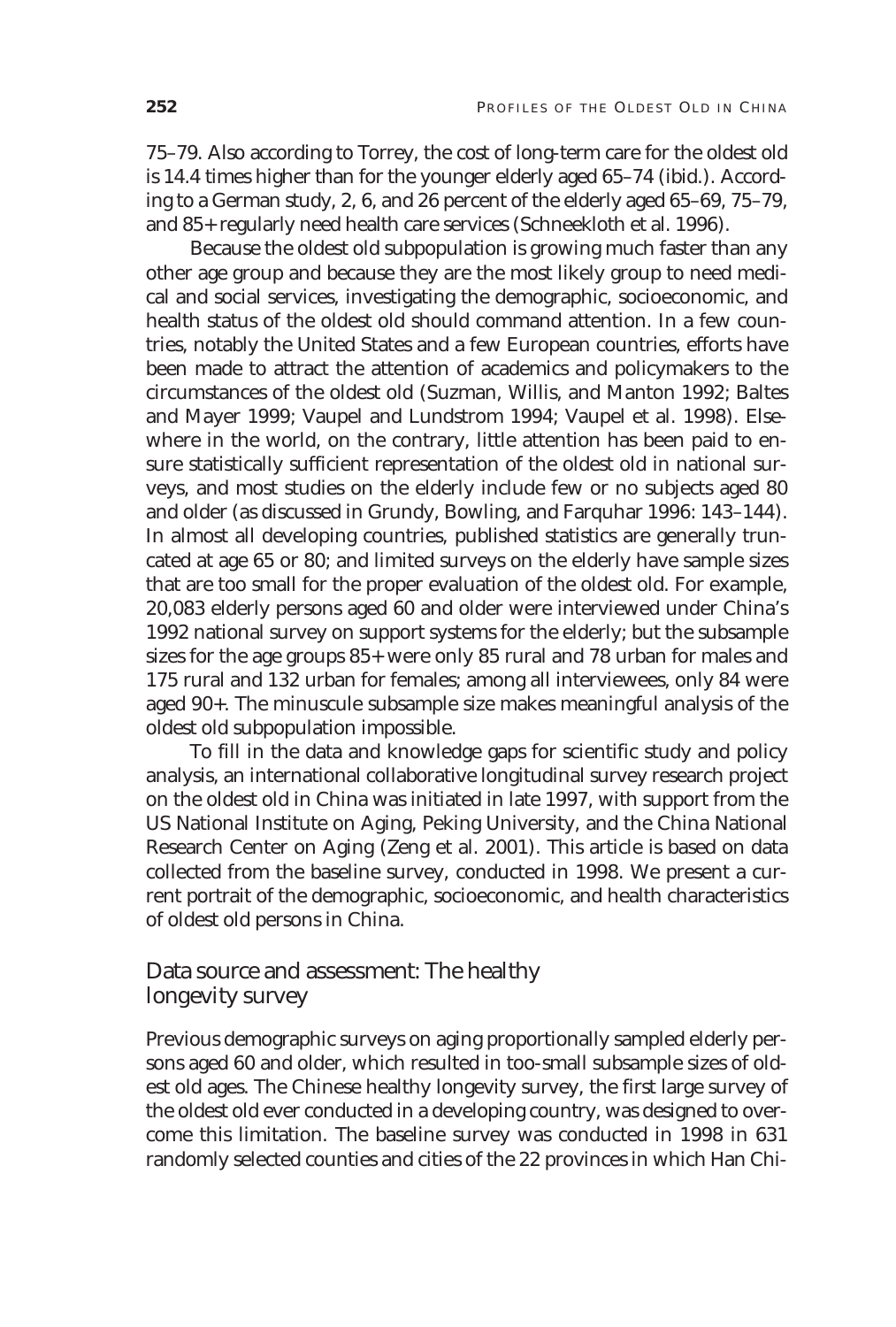75–79. Also according to Torrey, the cost of long-term care for the oldest old is 14.4 times higher than for the younger elderly aged 65–74 (ibid.). According to a German study, 2, 6, and 26 percent of the elderly aged 65–69, 75–79, and 85+ regularly need health care services (Schneekloth et al. 1996).

Because the oldest old subpopulation is growing much faster than any other age group and because they are the most likely group to need medical and social services, investigating the demographic, socioeconomic, and health status of the oldest old should command attention. In a few countries, notably the United States and a few European countries, efforts have been made to attract the attention of academics and policymakers to the circumstances of the oldest old (Suzman, Willis, and Manton 1992; Baltes and Mayer 1999; Vaupel and Lundstrom 1994; Vaupel et al. 1998). Elsewhere in the world, on the contrary, little attention has been paid to ensure statistically sufficient representation of the oldest old in national surveys, and most studies on the elderly include few or no subjects aged 80 and older (as discussed in Grundy, Bowling, and Farquhar 1996: 143–144). In almost all developing countries, published statistics are generally truncated at age 65 or 80; and limited surveys on the elderly have sample sizes that are too small for the proper evaluation of the oldest old. For example, 20,083 elderly persons aged 60 and older were interviewed under China's 1992 national survey on support systems for the elderly; but the subsample sizes for the age groups 85+ were only 85 rural and 78 urban for males and 175 rural and 132 urban for females; among all interviewees, only 84 were aged 90+. The minuscule subsample size makes meaningful analysis of the oldest old subpopulation impossible.

To fill in the data and knowledge gaps for scientific study and policy analysis, an international collaborative longitudinal survey research project on the oldest old in China was initiated in late 1997, with support from the US National Institute on Aging, Peking University, and the China National Research Center on Aging (Zeng et al. 2001). This article is based on data collected from the baseline survey, conducted in 1998. We present a current portrait of the demographic, socioeconomic, and health characteristics of oldest old persons in China.

## Data source and assessment: The healthy longevity survey

Previous demographic surveys on aging proportionally sampled elderly persons aged 60 and older, which resulted in too-small subsample sizes of oldest old ages. The Chinese healthy longevity survey, the first large survey of the oldest old ever conducted in a developing country, was designed to overcome this limitation. The baseline survey was conducted in 1998 in 631 randomly selected counties and cities of the 22 provinces in which Han Chi-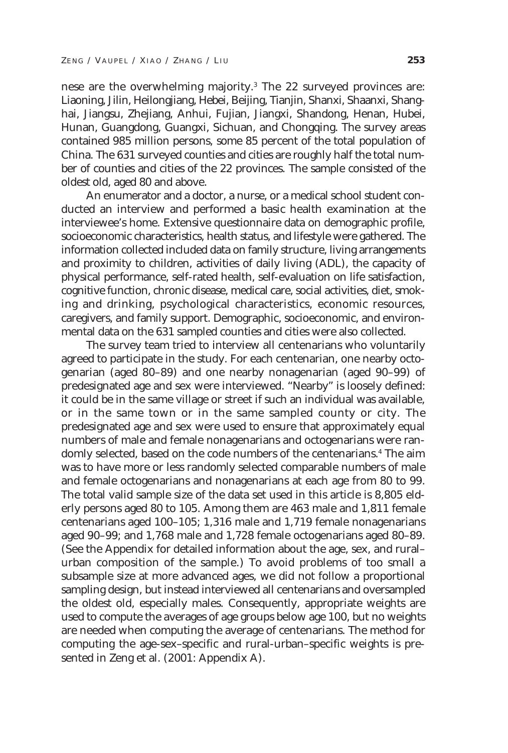nese are the overwhelming majority.[3] The 22 surveyed provinces are: Liaoning, Jilin, Heilongjiang, Hebei, Beijing, Tianjin, Shanxi, Shaanxi, Shanghai, Jiangsu, Zhejiang, Anhui, Fujian, Jiangxi, Shandong, Henan, Hubei, Hunan, Guangdong, Guangxi, Sichuan, and Chongqing. The survey areas contained 985 million persons, some 85 percent of the total population of China. The 631 surveyed counties and cities are roughly half the total number of counties and cities of the 22 provinces. The sample consisted of the oldest old, aged 80 and above.

An enumerator and a doctor, a nurse, or a medical school student conducted an interview and performed a basic health examination at the interviewee's home. Extensive questionnaire data on demographic profile, socioeconomic characteristics, health status, and lifestyle were gathered. The information collected included data on family structure, living arrangements and proximity to children, activities of daily living (ADL), the capacity of physical performance, self-rated health, self-evaluation on life satisfaction, cognitive function, chronic disease, medical care, social activities, diet, smoking and drinking, psychological characteristics, economic resources, caregivers, and family support. Demographic, socioeconomic, and environmental data on the 631 sampled counties and cities were also collected.

The survey team tried to interview all centenarians who voluntarily agreed to participate in the study. For each centenarian, one nearby octogenarian (aged 80–89) and one nearby nonagenarian (aged 90–99) of predesignated age and sex were interviewed. "Nearby" is loosely defined: it could be in the same village or street if such an individual was available, or in the same town or in the same sampled county or city. The predesignated age and sex were used to ensure that approximately equal numbers of male and female nonagenarians and octogenarians were randomly selected, based on the code numbers of the centenarians.[4] The aim was to have more or less randomly selected comparable numbers of male and female octogenarians and nonagenarians at each age from 80 to 99. The total valid sample size of the data set used in this article is 8,805 elderly persons aged 80 to 105. Among them are 463 male and 1,811 female centenarians aged 100–105; 1,316 male and 1,719 female nonagenarians aged 90–99; and 1,768 male and 1,728 female octogenarians aged 80–89. (See the Appendix for detailed information about the age, sex, and rural–urban composition of the sample.) To avoid problems of too small a subsample size at more advanced ages, we did not follow a proportional sampling design, but instead interviewed all centenarians and oversampled the oldest old, especially males. Consequently, appropriate weights are used to compute the averages of age groups below age 100, but no weights are needed when computing the average of centenarians. The method for computing the age-sex–specific and rural-urban–specific weights is presented in Zeng et al. (2001: Appendix A).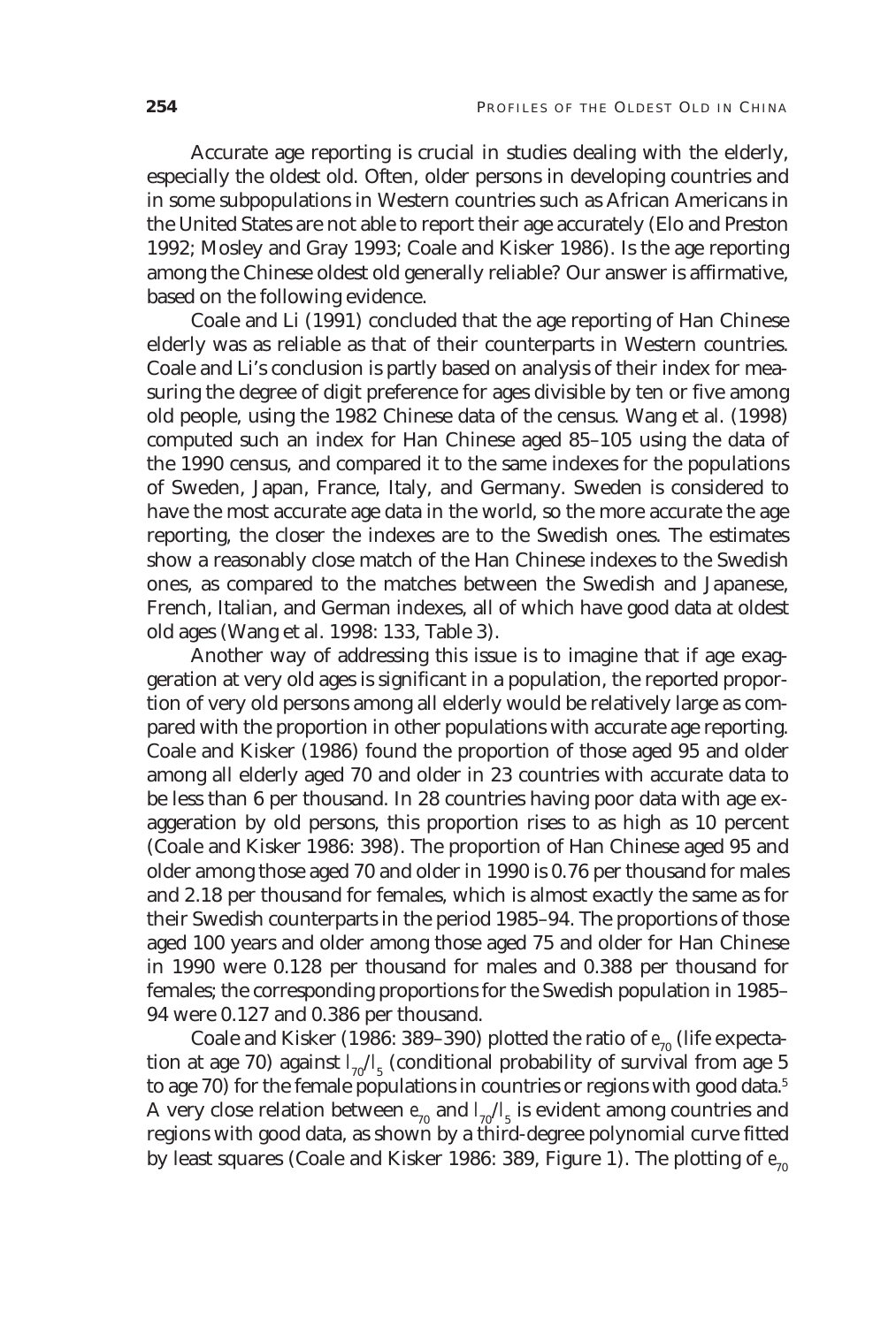Accurate age reporting is crucial in studies dealing with the elderly, especially the oldest old. Often, older persons in developing countries and in some subpopulations in Western countries such as African Americans in the United States are not able to report their age accurately (Elo and Preston 1992; Mosley and Gray 1993; Coale and Kisker 1986). Is the age reporting among the Chinese oldest old generally reliable? Our answer is affirmative, based on the following evidence.

Coale and Li (1991) concluded that the age reporting of Han Chinese elderly was as reliable as that of their counterparts in Western countries. Coale and Li's conclusion is partly based on analysis of their index for measuring the degree of digit preference for ages divisible by ten or five among old people, using the 1982 Chinese data of the census. Wang et al. (1998) computed such an index for Han Chinese aged 85–105 using the data of the 1990 census, and compared it to the same indexes for the populations of Sweden, Japan, France, Italy, and Germany. Sweden is considered to have the most accurate age data in the world, so the more accurate the age reporting, the closer the indexes are to the Swedish ones. The estimates show a reasonably close match of the Han Chinese indexes to the Swedish ones, as compared to the matches between the Swedish and Japanese, French, Italian, and German indexes, all of which have good data at oldest old ages (Wang et al. 1998: 133, Table 3).

Another way of addressing this issue is to imagine that if age exaggeration at very old ages is significant in a population, the reported proportion of very old persons among all elderly would be relatively large as compared with the proportion in other populations with accurate age reporting. Coale and Kisker (1986) found the proportion of those aged 95 and older among all elderly aged 70 and older in 23 countries with accurate data to be less than 6 per thousand. In 28 countries having poor data with age exaggeration by old persons, this proportion rises to as high as 10 percent (Coale and Kisker 1986: 398). The proportion of Han Chinese aged 95 and older among those aged 70 and older in 1990 is 0.76 per thousand for males and 2.18 per thousand for females, which is almost exactly the same as for their Swedish counterparts in the period 1985–94. The proportions of those aged 100 years and older among those aged 75 and older for Han Chinese in 1990 were 0.128 per thousand for males and 0.388 per thousand for females; the corresponding proportions for the Swedish population in 1985–94 were 0.127 and 0.386 per thousand.

Coale and Kisker (1986: 389–390) plotted the ratio of $e_{70}$ (life expectation at age 70) against $l_{70}/l_5$ (conditional probability of survival from age 5 to age 70) for the female populations in countries or regions with good data.[5] A very close relation between $e_{70}$ and $l_{70}/l_5$ is evident among countries and regions with good data, as shown by a third-degree polynomial curve fitted by least squares (Coale and Kisker 1986: 389, Figure 1). The plotting of $e_{70}$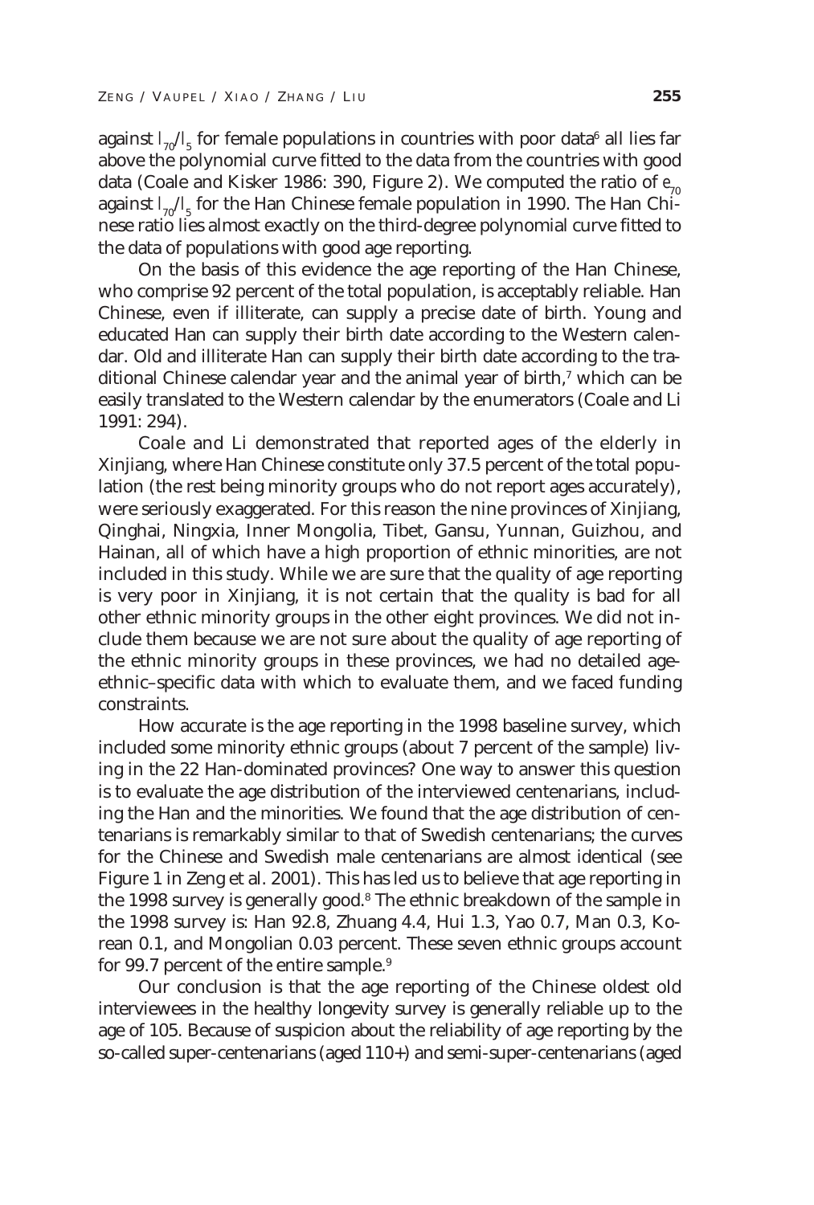against $l_{70}/l_5$ for female populations in countries with poor data[6] all lies far above the polynomial curve fitted to the data from the countries with good data (Coale and Kisker 1986: 390, Figure 2). We computed the ratio of $e_{70}$ against $l_{70}/l_5$ for the Han Chinese female population in 1990. The Han Chinese ratio lies almost exactly on the third-degree polynomial curve fitted to the data of populations with good age reporting.

On the basis of this evidence the age reporting of the Han Chinese, who comprise 92 percent of the total population, is acceptably reliable. Han Chinese, even if illiterate, can supply a precise date of birth. Young and educated Han can supply their birth date according to the Western calendar. Old and illiterate Han can supply their birth date according to the traditional Chinese calendar year and the animal year of birth,[7] which can be easily translated to the Western calendar by the enumerators (Coale and Li 1991: 294).

Coale and Li demonstrated that reported ages of the elderly in Xinjiang, where Han Chinese constitute only 37.5 percent of the total population (the rest being minority groups who do not report ages accurately), were seriously exaggerated. For this reason the nine provinces of Xinjiang, Qinghai, Ningxia, Inner Mongolia, Tibet, Gansu, Yunnan, Guizhou, and Hainan, all of which have a high proportion of ethnic minorities, are not included in this study. While we are sure that the quality of age reporting is very poor in Xinjiang, it is not certain that the quality is bad for all other ethnic minority groups in the other eight provinces. We did not include them because we are not sure about the quality of age reporting of the ethnic minority groups in these provinces, we had no detailed age-ethnic–specific data with which to evaluate them, and we faced funding constraints.

How accurate is the age reporting in the 1998 baseline survey, which included some minority ethnic groups (about 7 percent of the sample) living in the 22 Han-dominated provinces? One way to answer this question is to evaluate the age distribution of the interviewed centenarians, including the Han and the minorities. We found that the age distribution of centenarians is remarkably similar to that of Swedish centenarians; the curves for the Chinese and Swedish male centenarians are almost identical (see Figure 1 in Zeng et al. 2001). This has led us to believe that age reporting in the 1998 survey is generally good.[8] The ethnic breakdown of the sample in the 1998 survey is: Han 92.8, Zhuang 4.4, Hui 1.3, Yao 0.7, Man 0.3, Korean 0.1, and Mongolian 0.03 percent. These seven ethnic groups account for 99.7 percent of the entire sample.[9]

Our conclusion is that the age reporting of the Chinese oldest old interviewees in the healthy longevity survey is generally reliable up to the age of 105. Because of suspicion about the reliability of age reporting by the so-called super-centenarians (aged 110+) and semi-super-centenarians (aged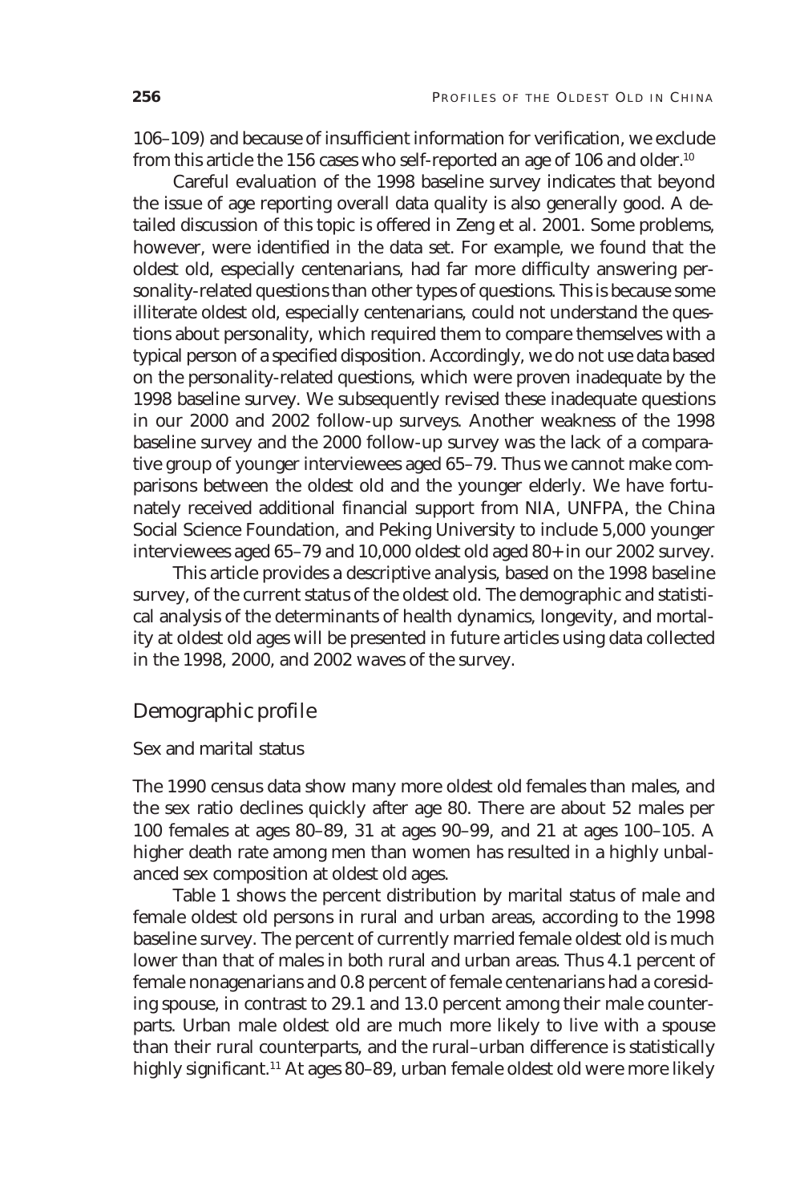106–109) and because of insufficient information for verification, we exclude from this article the 156 cases who self-reported an age of 106 and older.[10]

Careful evaluation of the 1998 baseline survey indicates that beyond the issue of age reporting overall data quality is also generally good. A detailed discussion of this topic is offered in Zeng et al. 2001. Some problems, however, were identified in the data set. For example, we found that the oldest old, especially centenarians, had far more difficulty answering personality-related questions than other types of questions. This is because some illiterate oldest old, especially centenarians, could not understand the questions about personality, which required them to compare themselves with a typical person of a specified disposition. Accordingly, we do not use data based on the personality-related questions, which were proven inadequate by the 1998 baseline survey. We subsequently revised these inadequate questions in our 2000 and 2002 follow-up surveys. Another weakness of the 1998 baseline survey and the 2000 follow-up survey was the lack of a comparative group of younger interviewees aged 65–79. Thus we cannot make comparisons between the oldest old and the younger elderly. We have fortunately received additional financial support from NIA, UNFPA, the China Social Science Foundation, and Peking University to include 5,000 younger interviewees aged 65–79 and 10,000 oldest old aged 80+ in our 2002 survey.

This article provides a descriptive analysis, based on the 1998 baseline survey, of the current status of the oldest old. The demographic and statistical analysis of the determinants of health dynamics, longevity, and mortality at oldest old ages will be presented in future articles using data collected in the 1998, 2000, and 2002 waves of the survey.

## Demographic profile

### Sex and marital status

The 1990 census data show many more oldest old females than males, and the sex ratio declines quickly after age 80. There are about 52 males per 100 females at ages 80–89, 31 at ages 90–99, and 21 at ages 100–105. A higher death rate among men than women has resulted in a highly unbalanced sex composition at oldest old ages.

Table 1 shows the percent distribution by marital status of male and female oldest old persons in rural and urban areas, according to the 1998 baseline survey. The percent of currently married female oldest old is much lower than that of males in both rural and urban areas. Thus 4.1 percent of female nonagenarians and 0.8 percent of female centenarians had a coresiding spouse, in contrast to 29.1 and 13.0 percent among their male counterparts. Urban male oldest old are much more likely to live with a spouse than their rural counterparts, and the rural–urban difference is statistically highly significant.[11] At ages 80–89, urban female oldest old were more likely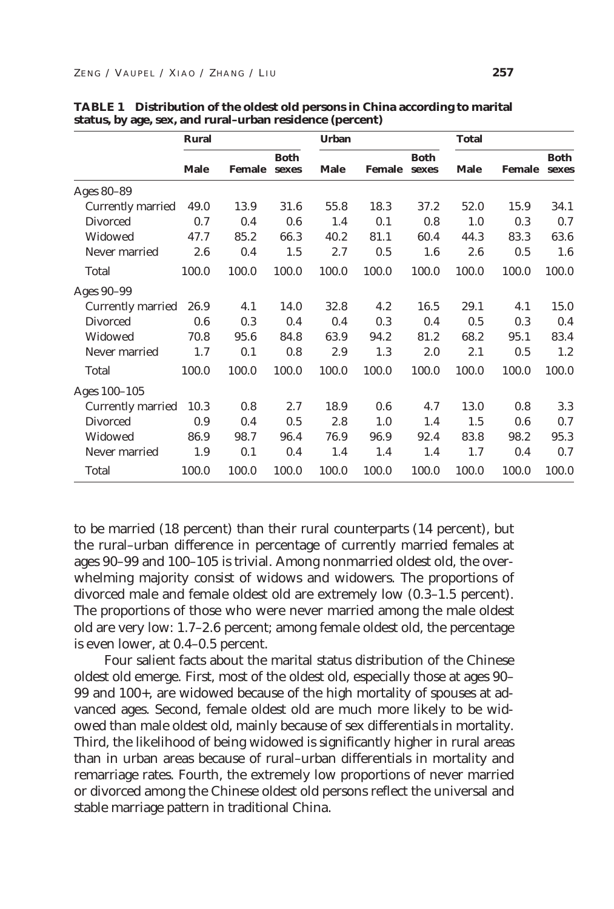**TABLE 1 Distribution of the oldest old persons in China according to marital status, by age, sex, and rural–urban residence (percent)**

| | Rural | | | Urban | | | Total | | |
|---|---|---|---|---|---|---|---|---|---|
| | Male | Female | Both sexes | Male | Female | Both sexes | Male | Female | Both sexes |
| Ages 80–89 | | | | | | | | | |
| Currently married | 49.0 | 13.9 | 31.6 | 55.8 | 18.3 | 37.2 | 52.0 | 15.9 | 34.1 |
| Divorced | 0.7 | 0.4 | 0.6 | 1.4 | 0.1 | 0.8 | 1.0 | 0.3 | 0.7 |
| Widowed | 47.7 | 85.2 | 66.3 | 40.2 | 81.1 | 60.4 | 44.3 | 83.3 | 63.6 |
| Never married | 2.6 | 0.4 | 1.5 | 2.7 | 0.5 | 1.6 | 2.6 | 0.5 | 1.6 |
| Total | 100.0 | 100.0 | 100.0 | 100.0 | 100.0 | 100.0 | 100.0 | 100.0 | 100.0 |
| Ages 90–99 | | | | | | | | | |
| Currently married | 26.9 | 4.1 | 14.0 | 32.8 | 4.2 | 16.5 | 29.1 | 4.1 | 15.0 |
| Divorced | 0.6 | 0.3 | 0.4 | 0.4 | 0.3 | 0.4 | 0.5 | 0.3 | 0.4 |
| Widowed | 70.8 | 95.6 | 84.8 | 63.9 | 94.2 | 81.2 | 68.2 | 95.1 | 83.4 |
| Never married | 1.7 | 0.1 | 0.8 | 2.9 | 1.3 | 2.0 | 2.1 | 0.5 | 1.2 |
| Total | 100.0 | 100.0 | 100.0 | 100.0 | 100.0 | 100.0 | 100.0 | 100.0 | 100.0 |
| Ages 100–105 | | | | | | | | | |
| Currently married | 10.3 | 0.8 | 2.7 | 18.9 | 0.6 | 4.7 | 13.0 | 0.8 | 3.3 |
| Divorced | 0.9 | 0.4 | 0.5 | 2.8 | 1.0 | 1.4 | 1.5 | 0.6 | 0.7 |
| Widowed | 86.9 | 98.7 | 96.4 | 76.9 | 96.9 | 92.4 | 83.8 | 98.2 | 95.3 |
| Never married | 1.9 | 0.1 | 0.4 | 1.4 | 1.4 | 1.4 | 1.7 | 0.4 | 0.7 |
| Total | 100.0 | 100.0 | 100.0 | 100.0 | 100.0 | 100.0 | 100.0 | 100.0 | 100.0 |

to be married (18 percent) than their rural counterparts (14 percent), but the rural–urban difference in percentage of currently married females at ages 90–99 and 100–105 is trivial. Among nonmarried oldest old, the overwhelming majority consist of widows and widowers. The proportions of divorced male and female oldest old are extremely low (0.3–1.5 percent). The proportions of those who were never married among the male oldest old are very low: 1.7–2.6 percent; among female oldest old, the percentage is even lower, at 0.4–0.5 percent.

Four salient facts about the marital status distribution of the Chinese oldest old emerge. First, most of the oldest old, especially those at ages 90–99 and 100+, are widowed because of the high mortality of spouses at advanced ages. Second, female oldest old are much more likely to be widowed than male oldest old, mainly because of sex differentials in mortality. Third, the likelihood of being widowed is significantly higher in rural areas than in urban areas because of rural–urban differentials in mortality and remarriage rates. Fourth, the extremely low proportions of never married or divorced among the Chinese oldest old persons reflect the universal and stable marriage pattern in traditional China.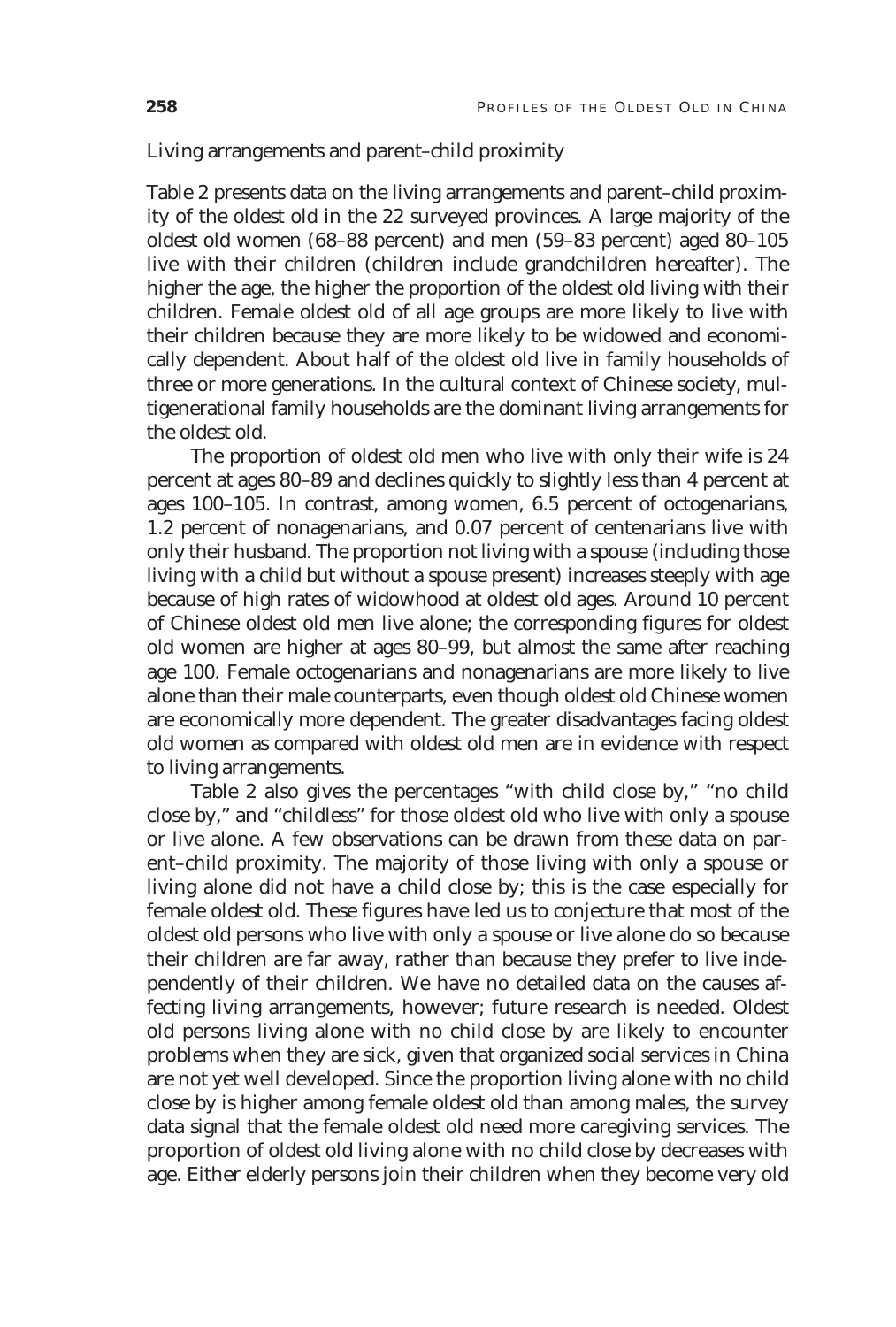Living arrangements and parent–child proximity

Table 2 presents data on the living arrangements and parent–child proximity of the oldest old in the 22 surveyed provinces. A large majority of the oldest old women (68–88 percent) and men (59–83 percent) aged 80–105 live with their children (children include grandchildren hereafter). The higher the age, the higher the proportion of the oldest old living with their children. Female oldest old of all age groups are more likely to live with their children because they are more likely to be widowed and economically dependent. About half of the oldest old live in family households of three or more generations. In the cultural context of Chinese society, multigenerational family households are the dominant living arrangements for the oldest old.

The proportion of oldest old men who live with only their wife is 24 percent at ages 80–89 and declines quickly to slightly less than 4 percent at ages 100–105. In contrast, among women, 6.5 percent of octogenarians, 1.2 percent of nonagenarians, and 0.07 percent of centenarians live with only their husband. The proportion not living with a spouse (including those living with a child but without a spouse present) increases steeply with age because of high rates of widowhood at oldest old ages. Around 10 percent of Chinese oldest old men live alone; the corresponding figures for oldest old women are higher at ages 80–99, but almost the same after reaching age 100. Female octogenarians and nonagenarians are more likely to live alone than their male counterparts, even though oldest old Chinese women are economically more dependent. The greater disadvantages facing oldest old women as compared with oldest old men are in evidence with respect to living arrangements.

Table 2 also gives the percentages "with child close by," "no child close by," and "childless" for those oldest old who live with only a spouse or live alone. A few observations can be drawn from these data on parent–child proximity. The majority of those living with only a spouse or living alone did not have a child close by; this is the case especially for female oldest old. These figures have led us to conjecture that most of the oldest old persons who live with only a spouse or live alone do so because their children are far away, rather than because they prefer to live independently of their children. We have no detailed data on the causes affecting living arrangements, however; future research is needed. Oldest old persons living alone with no child close by are likely to encounter problems when they are sick, given that organized social services in China are not yet well developed. Since the proportion living alone with no child close by is higher among female oldest old than among males, the survey data signal that the female oldest old need more caregiving services. The proportion of oldest old living alone with no child close by decreases with age. Either elderly persons join their children when they become very old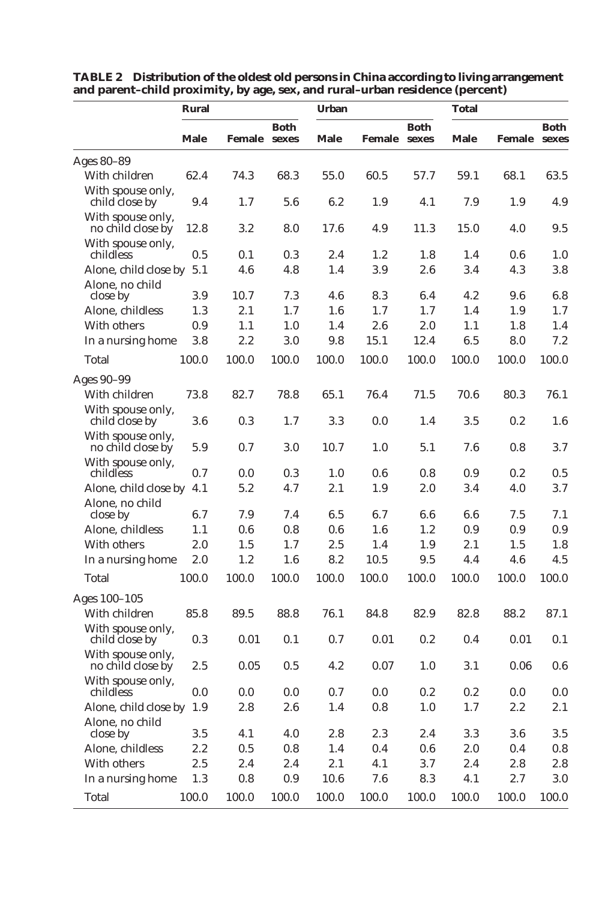**TABLE 2 Distribution of the oldest old persons in China according to living arrangement and parent–child proximity, by age, sex, and rural–urban residence (percent)**

| | Rural | | | Urban | | | Total | | |
|---|---|---|---|---|---|---|---|---|---|
| | Male | Female | Both sexes | Male | Female | Both sexes | Male | Female | Both sexes |
| **Ages 80–89** | | | | | | | | | |
| With children | 62.4 | 74.3 | 68.3 | 55.0 | 60.5 | 57.7 | 59.1 | 68.1 | 63.5 |
| With spouse only, child close by | 9.4 | 1.7 | 5.6 | 6.2 | 1.9 | 4.1 | 7.9 | 1.9 | 4.9 |
| With spouse only, no child close by | 12.8 | 3.2 | 8.0 | 17.6 | 4.9 | 11.3 | 15.0 | 4.0 | 9.5 |
| With spouse only, childless | 0.5 | 0.1 | 0.3 | 2.4 | 1.2 | 1.8 | 1.4 | 0.6 | 1.0 |
| Alone, child close by | 5.1 | 4.6 | 4.8 | 1.4 | 3.9 | 2.6 | 3.4 | 4.3 | 3.8 |
| Alone, no child close by | 3.9 | 10.7 | 7.3 | 4.6 | 8.3 | 6.4 | 4.2 | 9.6 | 6.8 |
| Alone, childless | 1.3 | 2.1 | 1.7 | 1.6 | 1.7 | 1.7 | 1.4 | 1.9 | 1.7 |
| With others | 0.9 | 1.1 | 1.0 | 1.4 | 2.6 | 2.0 | 1.1 | 1.8 | 1.4 |
| In a nursing home | 3.8 | 2.2 | 3.0 | 9.8 | 15.1 | 12.4 | 6.5 | 8.0 | 7.2 |
| Total | 100.0 | 100.0 | 100.0 | 100.0 | 100.0 | 100.0 | 100.0 | 100.0 | 100.0 |
| **Ages 90–99** | | | | | | | | | |
| With children | 73.8 | 82.7 | 78.8 | 65.1 | 76.4 | 71.5 | 70.6 | 80.3 | 76.1 |
| With spouse only, child close by | 3.6 | 0.3 | 1.7 | 3.3 | 0.0 | 1.4 | 3.5 | 0.2 | 1.6 |
| With spouse only, no child close by | 5.9 | 0.7 | 3.0 | 10.7 | 1.0 | 5.1 | 7.6 | 0.8 | 3.7 |
| With spouse only, childless | 0.7 | 0.0 | 0.3 | 1.0 | 0.6 | 0.8 | 0.9 | 0.2 | 0.5 |
| Alone, child close by | 4.1 | 5.2 | 4.7 | 2.1 | 1.9 | 2.0 | 3.4 | 4.0 | 3.7 |
| Alone, no child close by | 6.7 | 7.9 | 7.4 | 6.5 | 6.7 | 6.6 | 6.6 | 7.5 | 7.1 |
| Alone, childless | 1.1 | 0.6 | 0.8 | 0.6 | 1.6 | 1.2 | 0.9 | 0.9 | 0.9 |
| With others | 2.0 | 1.5 | 1.7 | 2.5 | 1.4 | 1.9 | 2.1 | 1.5 | 1.8 |
| In a nursing home | 2.0 | 1.2 | 1.6 | 8.2 | 10.5 | 9.5 | 4.4 | 4.6 | 4.5 |
| Total | 100.0 | 100.0 | 100.0 | 100.0 | 100.0 | 100.0 | 100.0 | 100.0 | 100.0 |
| **Ages 100–105** | | | | | | | | | |
| With children | 85.8 | 89.5 | 88.8 | 76.1 | 84.8 | 82.9 | 82.8 | 88.2 | 87.1 |
| With spouse only, child close by | 0.3 | 0.01 | 0.1 | 0.7 | 0.01 | 0.2 | 0.4 | 0.01 | 0.1 |
| With spouse only, no child close by | 2.5 | 0.05 | 0.5 | 4.2 | 0.07 | 1.0 | 3.1 | 0.06 | 0.6 |
| With spouse only, childless | 0.0 | 0.0 | 0.0 | 0.7 | 0.0 | 0.2 | 0.2 | 0.0 | 0.0 |
| Alone, child close by | 1.9 | 2.8 | 2.6 | 1.4 | 0.8 | 1.0 | 1.7 | 2.2 | 2.1 |
| Alone, no child close by | 3.5 | 4.1 | 4.0 | 2.8 | 2.3 | 2.4 | 3.3 | 3.6 | 3.5 |
| Alone, childless | 2.2 | 0.5 | 0.8 | 1.4 | 0.4 | 0.6 | 2.0 | 0.4 | 0.8 |
| With others | 2.5 | 2.4 | 2.4 | 2.1 | 4.1 | 3.7 | 2.4 | 2.8 | 2.8 |
| In a nursing home | 1.3 | 0.8 | 0.9 | 10.6 | 7.6 | 8.3 | 4.1 | 2.7 | 3.0 |
| Total | 100.0 | 100.0 | 100.0 | 100.0 | 100.0 | 100.0 | 100.0 | 100.0 | 100.0 |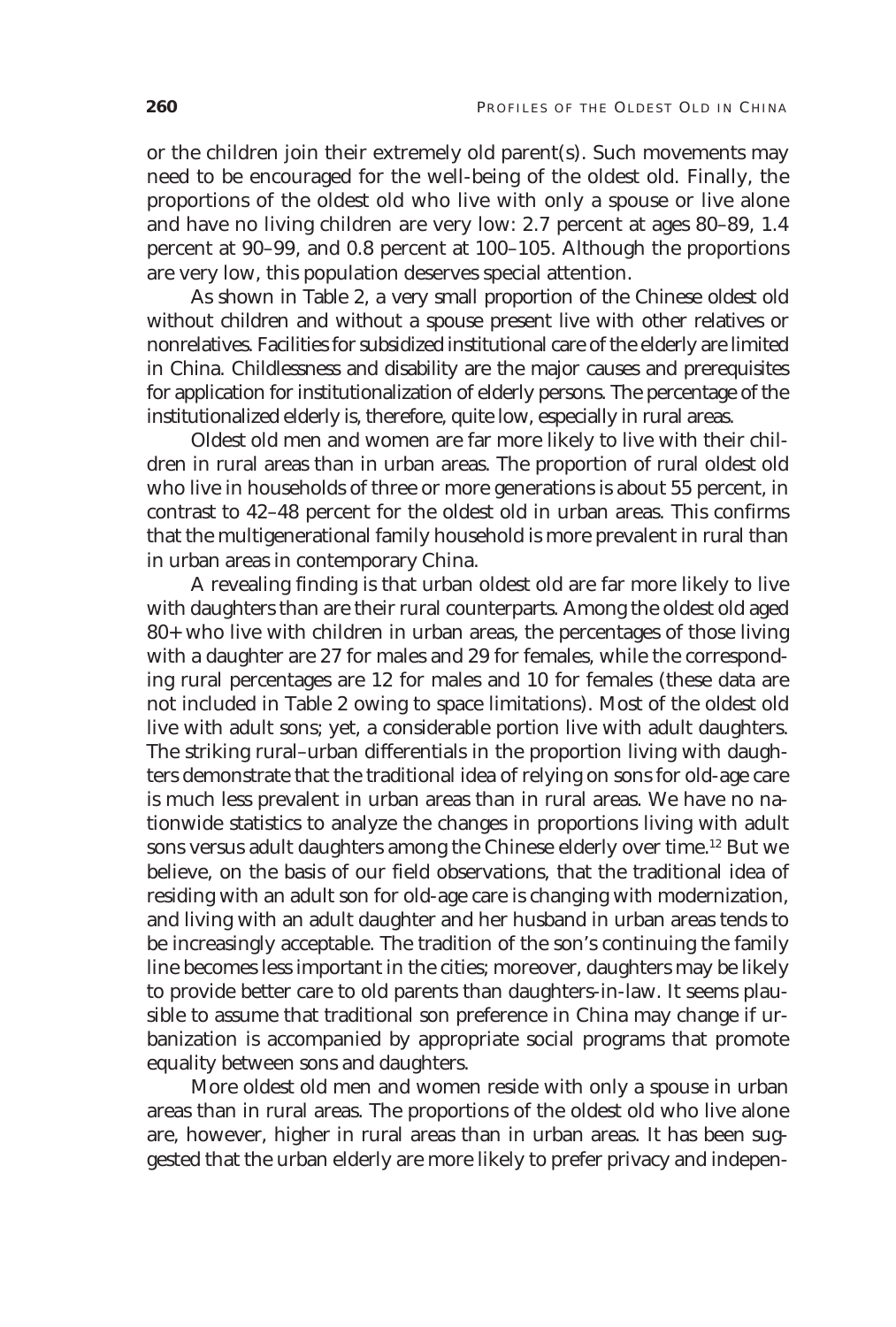or the children join their extremely old parent(s). Such movements may need to be encouraged for the well-being of the oldest old. Finally, the proportions of the oldest old who live with only a spouse or live alone and have no living children are very low: 2.7 percent at ages 80–89, 1.4 percent at 90–99, and 0.8 percent at 100–105. Although the proportions are very low, this population deserves special attention.

As shown in Table 2, a very small proportion of the Chinese oldest old without children and without a spouse present live with other relatives or nonrelatives. Facilities for subsidized institutional care of the elderly are limited in China. Childlessness and disability are the major causes and prerequisites for application for institutionalization of elderly persons. The percentage of the institutionalized elderly is, therefore, quite low, especially in rural areas.

Oldest old men and women are far more likely to live with their children in rural areas than in urban areas. The proportion of rural oldest old who live in households of three or more generations is about 55 percent, in contrast to 42–48 percent for the oldest old in urban areas. This confirms that the multigenerational family household is more prevalent in rural than in urban areas in contemporary China.

A revealing finding is that urban oldest old are far more likely to live with daughters than are their rural counterparts. Among the oldest old aged 80+ who live with children in urban areas, the percentages of those living with a daughter are 27 for males and 29 for females, while the corresponding rural percentages are 12 for males and 10 for females (these data are not included in Table 2 owing to space limitations). Most of the oldest old live with adult sons; yet, a considerable portion live with adult daughters. The striking rural–urban differentials in the proportion living with daughters demonstrate that the traditional idea of relying on sons for old-age care is much less prevalent in urban areas than in rural areas. We have no nationwide statistics to analyze the changes in proportions living with adult sons versus adult daughters among the Chinese elderly over time.[12] But we believe, on the basis of our field observations, that the traditional idea of residing with an adult son for old-age care is changing with modernization, and living with an adult daughter and her husband in urban areas tends to be increasingly acceptable. The tradition of the son's continuing the family line becomes less important in the cities; moreover, daughters may be likely to provide better care to old parents than daughters-in-law. It seems plausible to assume that traditional son preference in China may change if urbanization is accompanied by appropriate social programs that promote equality between sons and daughters.

More oldest old men and women reside with only a spouse in urban areas than in rural areas. The proportions of the oldest old who live alone are, however, higher in rural areas than in urban areas. It has been suggested that the urban elderly are more likely to prefer privacy and indepen-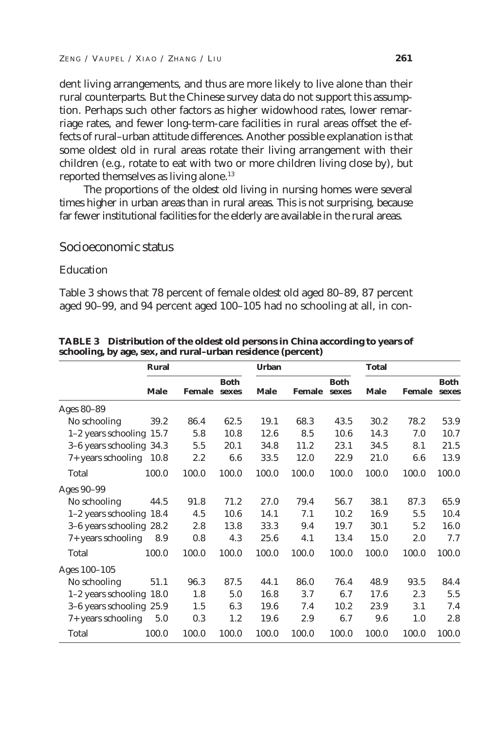dent living arrangements, and thus are more likely to live alone than their rural counterparts. But the Chinese survey data do not support this assumption. Perhaps such other factors as higher widowhood rates, lower remarriage rates, and fewer long-term-care facilities in rural areas offset the effects of rural–urban attitude differences. Another possible explanation is that some oldest old in rural areas rotate their living arrangement with their children (e.g., rotate to eat with two or more children living close by), but reported themselves as living alone.[13]

The proportions of the oldest old living in nursing homes were several times higher in urban areas than in rural areas. This is not surprising, because far fewer institutional facilities for the elderly are available in the rural areas.

## Socioeconomic status

### Education

Table 3 shows that 78 percent of female oldest old aged 80–89, 87 percent aged 90–99, and 94 percent aged 100–105 had no schooling at all, in con-

**TABLE 3 Distribution of the oldest old persons in China according to years of schooling, by age, sex, and rural–urban residence (percent)**

| | Rural | | | Urban | | | Total | | |
|---|---|---|---|---|---|---|---|---|---|
| | Male | Female | Both sexes | Male | Female | Both sexes | Male | Female | Both sexes |
| Ages 80–89 | | | | | | | | | |
| No schooling | 39.2 | 86.4 | 62.5 | 19.1 | 68.3 | 43.5 | 30.2 | 78.2 | 53.9 |
| 1–2 years schooling | 15.7 | 5.8 | 10.8 | 12.6 | 8.5 | 10.6 | 14.3 | 7.0 | 10.7 |
| 3–6 years schooling | 34.3 | 5.5 | 20.1 | 34.8 | 11.2 | 23.1 | 34.5 | 8.1 | 21.5 |
| 7+ years schooling | 10.8 | 2.2 | 6.6 | 33.5 | 12.0 | 22.9 | 21.0 | 6.6 | 13.9 |
| Total | 100.0 | 100.0 | 100.0 | 100.0 | 100.0 | 100.0 | 100.0 | 100.0 | 100.0 |
| Ages 90–99 | | | | | | | | | |
| No schooling | 44.5 | 91.8 | 71.2 | 27.0 | 79.4 | 56.7 | 38.1 | 87.3 | 65.9 |
| 1–2 years schooling | 18.4 | 4.5 | 10.6 | 14.1 | 7.1 | 10.2 | 16.9 | 5.5 | 10.4 |
| 3–6 years schooling | 28.2 | 2.8 | 13.8 | 33.3 | 9.4 | 19.7 | 30.1 | 5.2 | 16.0 |
| 7+ years schooling | 8.9 | 0.8 | 4.3 | 25.6 | 4.1 | 13.4 | 15.0 | 2.0 | 7.7 |
| Total | 100.0 | 100.0 | 100.0 | 100.0 | 100.0 | 100.0 | 100.0 | 100.0 | 100.0 |
| Ages 100–105 | | | | | | | | | |
| No schooling | 51.1 | 96.3 | 87.5 | 44.1 | 86.0 | 76.4 | 48.9 | 93.5 | 84.4 |
| 1–2 years schooling | 18.0 | 1.8 | 5.0 | 16.8 | 3.7 | 6.7 | 17.6 | 2.3 | 5.5 |
| 3–6 years schooling | 25.9 | 1.5 | 6.3 | 19.6 | 7.4 | 10.2 | 23.9 | 3.1 | 7.4 |
| 7+ years schooling | 5.0 | 0.3 | 1.2 | 19.6 | 2.9 | 6.7 | 9.6 | 1.0 | 2.8 |
| Total | 100.0 | 100.0 | 100.0 | 100.0 | 100.0 | 100.0 | 100.0 | 100.0 | 100.0 |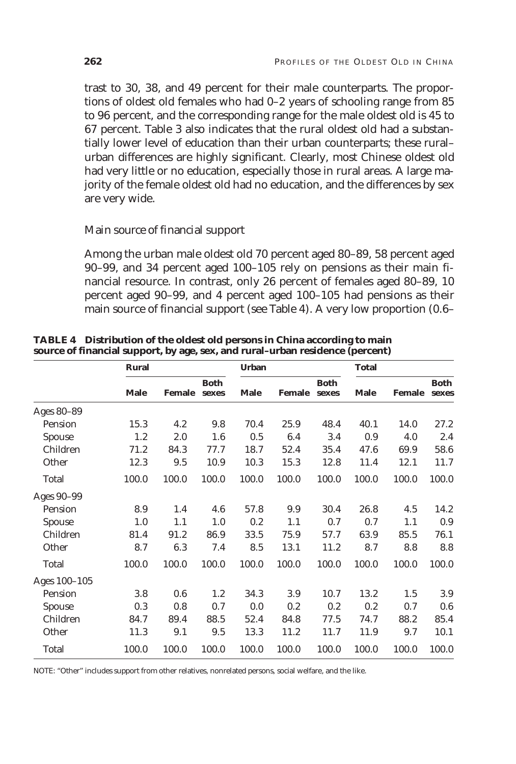trast to 30, 38, and 49 percent for their male counterparts. The proportions of oldest old females who had 0–2 years of schooling range from 85 to 96 percent, and the corresponding range for the male oldest old is 45 to 67 percent. Table 3 also indicates that the rural oldest old had a substantially lower level of education than their urban counterparts; these rural–urban differences are highly significant. Clearly, most Chinese oldest old had very little or no education, especially those in rural areas. A large majority of the female oldest old had no education, and the differences by sex are very wide.

### Main source of financial support

Among the urban male oldest old 70 percent aged 80–89, 58 percent aged 90–99, and 34 percent aged 100–105 rely on pensions as their main financial resource. In contrast, only 26 percent of females aged 80–89, 10 percent aged 90–99, and 4 percent aged 100–105 had pensions as their main source of financial support (see Table 4). A very low proportion (0.6–

**TABLE 4 Distribution of the oldest old persons in China according to main source of financial support, by age, sex, and rural–urban residence (percent)**

| | Rural | | | Urban | | | Total | | |
|---|---|---|---|---|---|---|---|---|---|
| | Male | Female | Both sexes | Male | Female | Both sexes | Male | Female | Both sexes |
| Ages 80–89 | | | | | | | | | |
| Pension | 15.3 | 4.2 | 9.8 | 70.4 | 25.9 | 48.4 | 40.1 | 14.0 | 27.2 |
| Spouse | 1.2 | 2.0 | 1.6 | 0.5 | 6.4 | 3.4 | 0.9 | 4.0 | 2.4 |
| Children | 71.2 | 84.3 | 77.7 | 18.7 | 52.4 | 35.4 | 47.6 | 69.9 | 58.6 |
| Other | 12.3 | 9.5 | 10.9 | 10.3 | 15.3 | 12.8 | 11.4 | 12.1 | 11.7 |
| Total | 100.0 | 100.0 | 100.0 | 100.0 | 100.0 | 100.0 | 100.0 | 100.0 | 100.0 |
| Ages 90–99 | | | | | | | | | |
| Pension | 8.9 | 1.4 | 4.6 | 57.8 | 9.9 | 30.4 | 26.8 | 4.5 | 14.2 |
| Spouse | 1.0 | 1.1 | 1.0 | 0.2 | 1.1 | 0.7 | 0.7 | 1.1 | 0.9 |
| Children | 81.4 | 91.2 | 86.9 | 33.5 | 75.9 | 57.7 | 63.9 | 85.5 | 76.1 |
| Other | 8.7 | 6.3 | 7.4 | 8.5 | 13.1 | 11.2 | 8.7 | 8.8 | 8.8 |
| Total | 100.0 | 100.0 | 100.0 | 100.0 | 100.0 | 100.0 | 100.0 | 100.0 | 100.0 |
| Ages 100–105 | | | | | | | | | |
| Pension | 3.8 | 0.6 | 1.2 | 34.3 | 3.9 | 10.7 | 13.2 | 1.5 | 3.9 |
| Spouse | 0.3 | 0.8 | 0.7 | 0.0 | 0.2 | 0.2 | 0.2 | 0.7 | 0.6 |
| Children | 84.7 | 89.4 | 88.5 | 52.4 | 84.8 | 77.5 | 74.7 | 88.2 | 85.4 |
| Other | 11.3 | 9.1 | 9.5 | 13.3 | 11.2 | 11.7 | 11.9 | 9.7 | 10.1 |
| Total | 100.0 | 100.0 | 100.0 | 100.0 | 100.0 | 100.0 | 100.0 | 100.0 | 100.0 |

NOTE: "Other" includes support from other relatives, nonrelated persons, social welfare, and the like.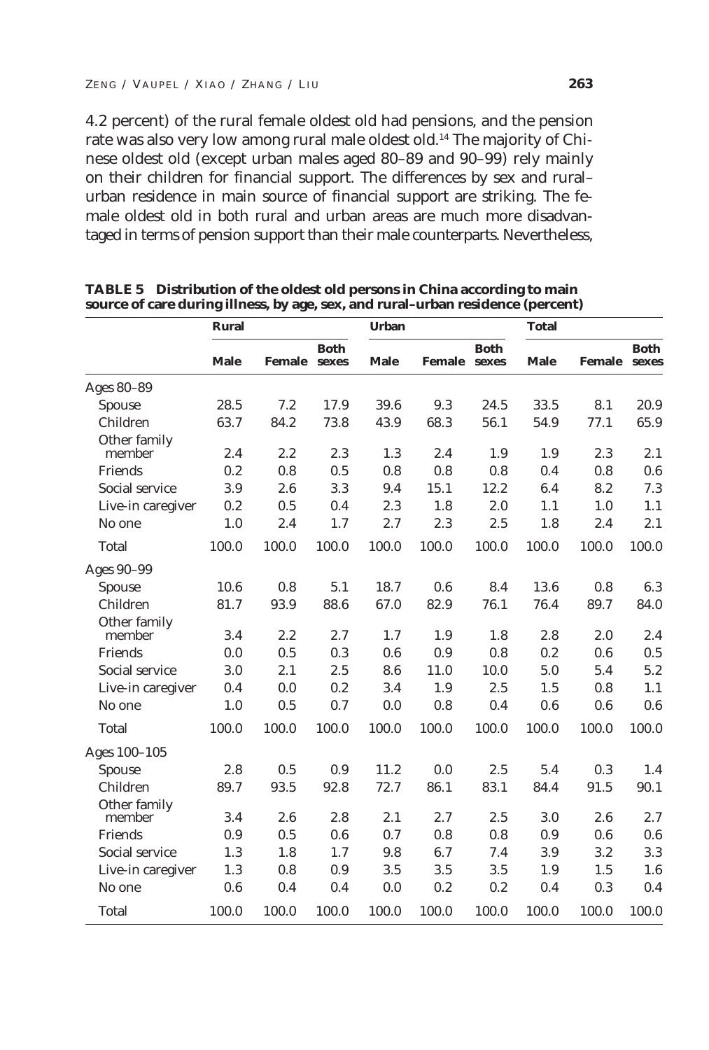4.2 percent) of the rural female oldest old had pensions, and the pension rate was also very low among rural male oldest old.[14] The majority of Chinese oldest old (except urban males aged 80–89 and 90–99) rely mainly on their children for financial support. The differences by sex and rural–urban residence in main source of financial support are striking. The female oldest old in both rural and urban areas are much more disadvantaged in terms of pension support than their male counterparts. Nevertheless,

**TABLE 5 Distribution of the oldest old persons in China according to main source of care during illness, by age, sex, and rural–urban residence (percent)**

| | Rural | | | Urban | | | Total | | |
|---|---|---|---|---|---|---|---|---|---|
| | Male | Female | Both sexes | Male | Female | Both sexes | Male | Female | Both sexes |
| **Ages 80–89** | | | | | | | | | |
| Spouse | 28.5 | 7.2 | 17.9 | 39.6 | 9.3 | 24.5 | 33.5 | 8.1 | 20.9 |
| Children | 63.7 | 84.2 | 73.8 | 43.9 | 68.3 | 56.1 | 54.9 | 77.1 | 65.9 |
| Other family member | 2.4 | 2.2 | 2.3 | 1.3 | 2.4 | 1.9 | 1.9 | 2.3 | 2.1 |
| Friends | 0.2 | 0.8 | 0.5 | 0.8 | 0.8 | 0.8 | 0.4 | 0.8 | 0.6 |
| Social service | 3.9 | 2.6 | 3.3 | 9.4 | 15.1 | 12.2 | 6.4 | 8.2 | 7.3 |
| Live-in caregiver | 0.2 | 0.5 | 0.4 | 2.3 | 1.8 | 2.0 | 1.1 | 1.0 | 1.1 |
| No one | 1.0 | 2.4 | 1.7 | 2.7 | 2.3 | 2.5 | 1.8 | 2.4 | 2.1 |
| Total | 100.0 | 100.0 | 100.0 | 100.0 | 100.0 | 100.0 | 100.0 | 100.0 | 100.0 |
| **Ages 90–99** | | | | | | | | | |
| Spouse | 10.6 | 0.8 | 5.1 | 18.7 | 0.6 | 8.4 | 13.6 | 0.8 | 6.3 |
| Children | 81.7 | 93.9 | 88.6 | 67.0 | 82.9 | 76.1 | 76.4 | 89.7 | 84.0 |
| Other family member | 3.4 | 2.2 | 2.7 | 1.7 | 1.9 | 1.8 | 2.8 | 2.0 | 2.4 |
| Friends | 0.0 | 0.5 | 0.3 | 0.6 | 0.9 | 0.8 | 0.2 | 0.6 | 0.5 |
| Social service | 3.0 | 2.1 | 2.5 | 8.6 | 11.0 | 10.0 | 5.0 | 5.4 | 5.2 |
| Live-in caregiver | 0.4 | 0.0 | 0.2 | 3.4 | 1.9 | 2.5 | 1.5 | 0.8 | 1.1 |
| No one | 1.0 | 0.5 | 0.7 | 0.0 | 0.8 | 0.4 | 0.6 | 0.6 | 0.6 |
| Total | 100.0 | 100.0 | 100.0 | 100.0 | 100.0 | 100.0 | 100.0 | 100.0 | 100.0 |
| **Ages 100–105** | | | | | | | | | |
| Spouse | 2.8 | 0.5 | 0.9 | 11.2 | 0.0 | 2.5 | 5.4 | 0.3 | 1.4 |
| Children | 89.7 | 93.5 | 92.8 | 72.7 | 86.1 | 83.1 | 84.4 | 91.5 | 90.1 |
| Other family member | 3.4 | 2.6 | 2.8 | 2.1 | 2.7 | 2.5 | 3.0 | 2.6 | 2.7 |
| Friends | 0.9 | 0.5 | 0.6 | 0.7 | 0.8 | 0.8 | 0.9 | 0.6 | 0.6 |
| Social service | 1.3 | 1.8 | 1.7 | 9.8 | 6.7 | 7.4 | 3.9 | 3.2 | 3.3 |
| Live-in caregiver | 1.3 | 0.8 | 0.9 | 3.5 | 3.5 | 3.5 | 1.9 | 1.5 | 1.6 |
| No one | 0.6 | 0.4 | 0.4 | 0.0 | 0.2 | 0.2 | 0.4 | 0.3 | 0.4 |
| Total | 100.0 | 100.0 | 100.0 | 100.0 | 100.0 | 100.0 | 100.0 | 100.0 | 100.0 |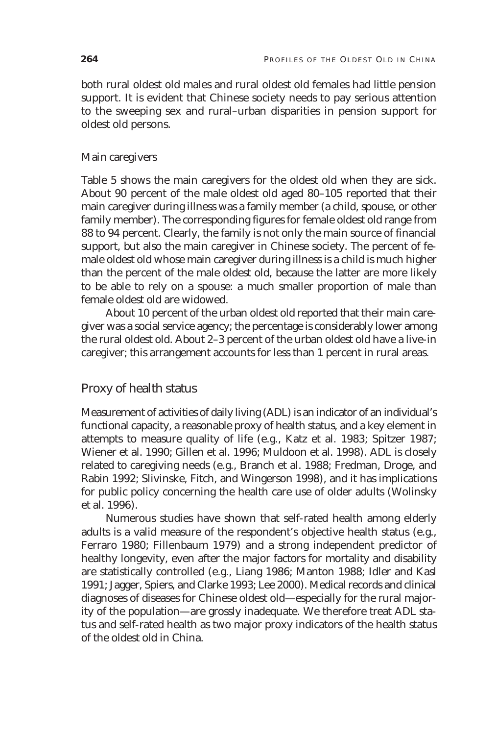both rural oldest old males and rural oldest old females had little pension support. It is evident that Chinese society needs to pay serious attention to the sweeping sex and rural–urban disparities in pension support for oldest old persons.

### Main caregivers

Table 5 shows the main caregivers for the oldest old when they are sick. About 90 percent of the male oldest old aged 80–105 reported that their main caregiver during illness was a family member (a child, spouse, or other family member). The corresponding figures for female oldest old range from 88 to 94 percent. Clearly, the family is not only the main source of financial support, but also the main caregiver in Chinese society. The percent of female oldest old whose main caregiver during illness is a child is much higher than the percent of the male oldest old, because the latter are more likely to be able to rely on a spouse: a much smaller proportion of male than female oldest old are widowed.

About 10 percent of the urban oldest old reported that their main caregiver was a social service agency; the percentage is considerably lower among the rural oldest old. About 2–3 percent of the urban oldest old have a live-in caregiver; this arrangement accounts for less than 1 percent in rural areas.

## Proxy of health status

Measurement of activities of daily living (ADL) is an indicator of an individual's functional capacity, a reasonable proxy of health status, and a key element in attempts to measure quality of life (e.g., Katz et al. 1983; Spitzer 1987; Wiener et al. 1990; Gillen et al. 1996; Muldoon et al. 1998). ADL is closely related to caregiving needs (e.g., Branch et al. 1988; Fredman, Droge, and Rabin 1992; Slivinske, Fitch, and Wingerson 1998), and it has implications for public policy concerning the health care use of older adults (Wolinsky et al. 1996).

Numerous studies have shown that self-rated health among elderly adults is a valid measure of the respondent's objective health status (e.g., Ferraro 1980; Fillenbaum 1979) and a strong independent predictor of healthy longevity, even after the major factors for mortality and disability are statistically controlled (e.g., Liang 1986; Manton 1988; Idler and Kasl 1991; Jagger, Spiers, and Clarke 1993; Lee 2000). Medical records and clinical diagnoses of diseases for Chinese oldest old—especially for the rural majority of the population—are grossly inadequate. We therefore treat ADL status and self-rated health as two major proxy indicators of the health status of the oldest old in China.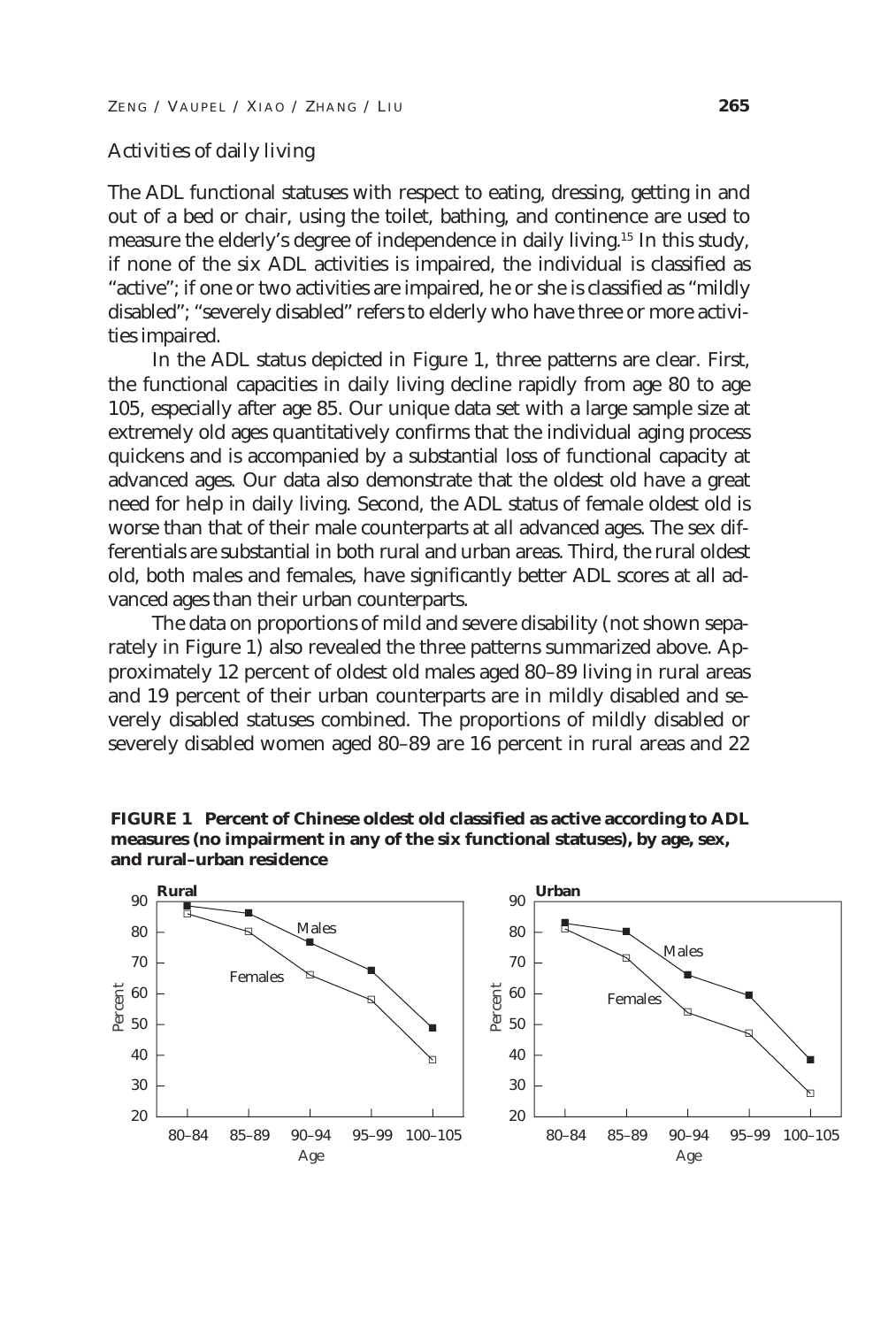### Activities of daily living

The ADL functional statuses with respect to eating, dressing, getting in and out of a bed or chair, using the toilet, bathing, and continence are used to measure the elderly's degree of independence in daily living.[15] In this study, if none of the six ADL activities is impaired, the individual is classified as "active"; if one or two activities are impaired, he or she is classified as "mildly disabled"; "severely disabled" refers to elderly who have three or more activities impaired.

In the ADL status depicted in Figure 1, three patterns are clear. First, the functional capacities in daily living decline rapidly from age 80 to age 105, especially after age 85. Our unique data set with a large sample size at extremely old ages quantitatively confirms that the individual aging process quickens and is accompanied by a substantial loss of functional capacity at advanced ages. Our data also demonstrate that the oldest old have a great need for help in daily living. Second, the ADL status of female oldest old is worse than that of their male counterparts at all advanced ages. The sex differentials are substantial in both rural and urban areas. Third, the rural oldest old, both males and females, have significantly better ADL scores at all advanced ages than their urban counterparts.

The data on proportions of mild and severe disability (not shown separately in Figure 1) also revealed the three patterns summarized above. Approximately 12 percent of oldest old males aged 80–89 living in rural areas and 19 percent of their urban counterparts are in mildly disabled and severely disabled statuses combined. The proportions of mildly disabled or severely disabled women aged 80–89 are 16 percent in rural areas and 22

**FIGURE 1 Percent of Chinese oldest old classified as active according to ADL measures (no impairment in any of the six functional statuses), by age, sex, and rural–urban residence**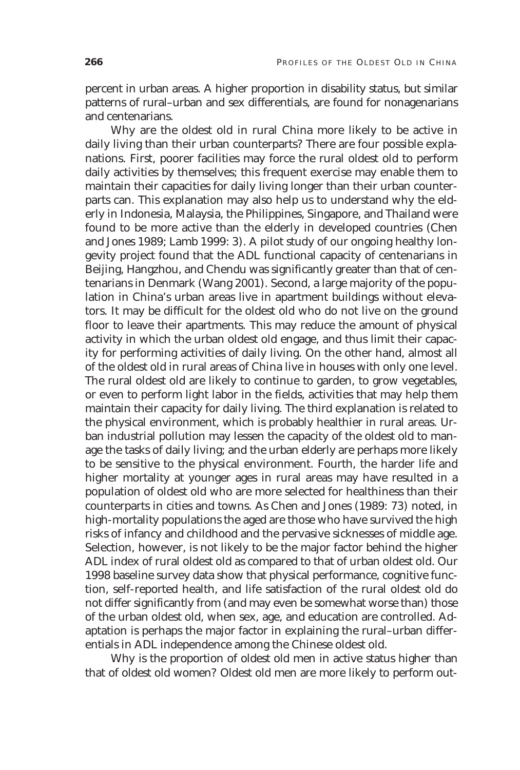percent in urban areas. A higher proportion in disability status, but similar patterns of rural–urban and sex differentials, are found for nonagenarians and centenarians.

Why are the oldest old in rural China more likely to be active in daily living than their urban counterparts? There are four possible explanations. First, poorer facilities may force the rural oldest old to perform daily activities by themselves; this frequent exercise may enable them to maintain their capacities for daily living longer than their urban counterparts can. This explanation may also help us to understand why the elderly in Indonesia, Malaysia, the Philippines, Singapore, and Thailand were found to be more active than the elderly in developed countries (Chen and Jones 1989; Lamb 1999: 3). A pilot study of our ongoing healthy longevity project found that the ADL functional capacity of centenarians in Beijing, Hangzhou, and Chendu was significantly greater than that of centenarians in Denmark (Wang 2001). Second, a large majority of the population in China's urban areas live in apartment buildings without elevators. It may be difficult for the oldest old who do not live on the ground floor to leave their apartments. This may reduce the amount of physical activity in which the urban oldest old engage, and thus limit their capacity for performing activities of daily living. On the other hand, almost all of the oldest old in rural areas of China live in houses with only one level. The rural oldest old are likely to continue to garden, to grow vegetables, or even to perform light labor in the fields, activities that may help them maintain their capacity for daily living. The third explanation is related to the physical environment, which is probably healthier in rural areas. Urban industrial pollution may lessen the capacity of the oldest old to manage the tasks of daily living; and the urban elderly are perhaps more likely to be sensitive to the physical environment. Fourth, the harder life and higher mortality at younger ages in rural areas may have resulted in a population of oldest old who are more selected for healthiness than their counterparts in cities and towns. As Chen and Jones (1989: 73) noted, in high-mortality populations the aged are those who have survived the high risks of infancy and childhood and the pervasive sicknesses of middle age. Selection, however, is not likely to be the major factor behind the higher ADL index of rural oldest old as compared to that of urban oldest old. Our 1998 baseline survey data show that physical performance, cognitive function, self-reported health, and life satisfaction of the rural oldest old do not differ significantly from (and may even be somewhat worse than) those of the urban oldest old, when sex, age, and education are controlled. Adaptation is perhaps the major factor in explaining the rural–urban differentials in ADL independence among the Chinese oldest old.

Why is the proportion of oldest old men in active status higher than that of oldest old women? Oldest old men are more likely to perform out-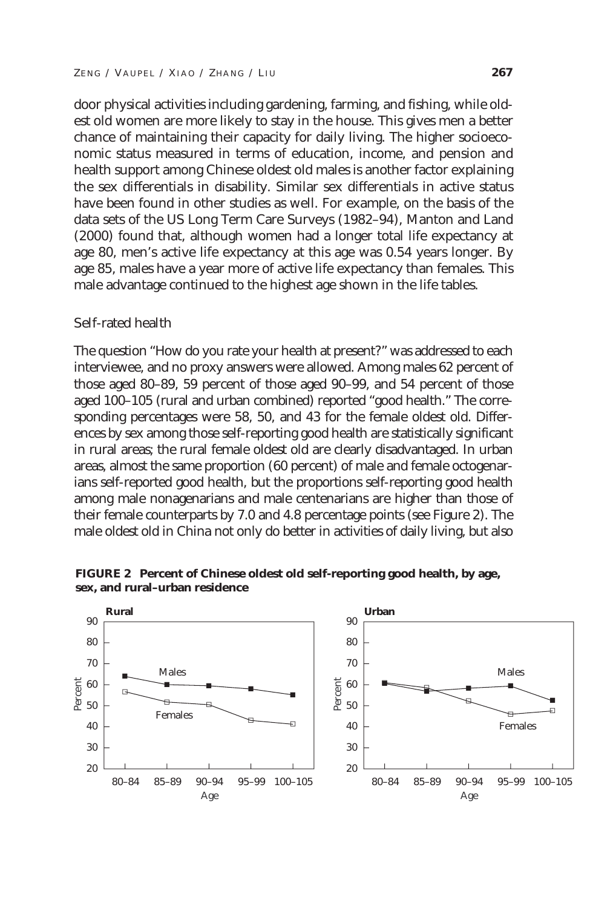door physical activities including gardening, farming, and fishing, while oldest old women are more likely to stay in the house. This gives men a better chance of maintaining their capacity for daily living. The higher socioeconomic status measured in terms of education, income, and pension and health support among Chinese oldest old males is another factor explaining the sex differentials in disability. Similar sex differentials in active status have been found in other studies as well. For example, on the basis of the data sets of the US Long Term Care Surveys (1982–94), Manton and Land (2000) found that, although women had a longer total life expectancy at age 80, men's active life expectancy at this age was 0.54 years longer. By age 85, males have a year more of active life expectancy than females. This male advantage continued to the highest age shown in the life tables.

### Self-rated health

The question "How do you rate your health at present?" was addressed to each interviewee, and no proxy answers were allowed. Among males 62 percent of those aged 80–89, 59 percent of those aged 90–99, and 54 percent of those aged 100–105 (rural and urban combined) reported "good health." The corresponding percentages were 58, 50, and 43 for the female oldest old. Differences by sex among those self-reporting good health are statistically significant in rural areas; the rural female oldest old are clearly disadvantaged. In urban areas, almost the same proportion (60 percent) of male and female octogenarians self-reported good health, but the proportions self-reporting good health among male nonagenarians and male centenarians are higher than those of their female counterparts by 7.0 and 4.8 percentage points (see Figure 2). The male oldest old in China not only do better in activities of daily living, but also

**FIGURE 2 Percent of Chinese oldest old self-reporting good health, by age, sex, and rural–urban residence**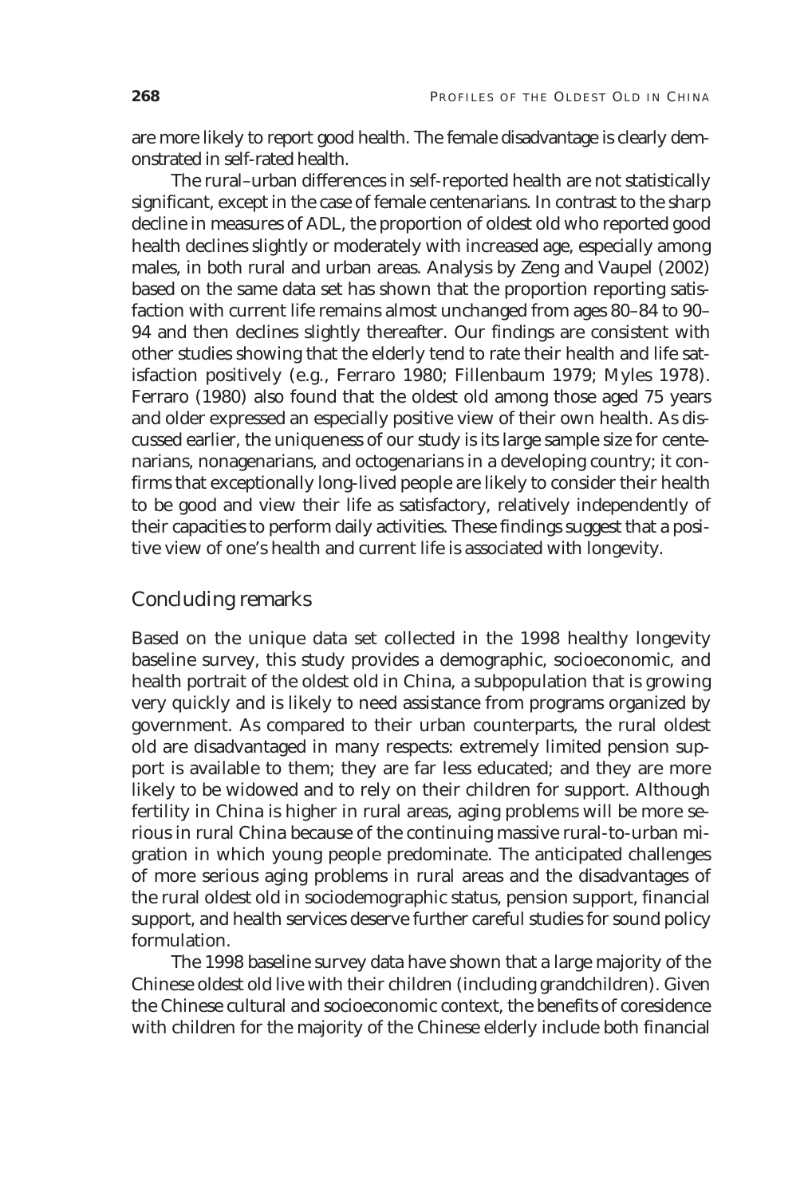are more likely to report good health. The female disadvantage is clearly demonstrated in self-rated health.

The rural–urban differences in self-reported health are not statistically significant, except in the case of female centenarians. In contrast to the sharp decline in measures of ADL, the proportion of oldest old who reported good health declines slightly or moderately with increased age, especially among males, in both rural and urban areas. Analysis by Zeng and Vaupel (2002) based on the same data set has shown that the proportion reporting satisfaction with current life remains almost unchanged from ages 80–84 to 90–94 and then declines slightly thereafter. Our findings are consistent with other studies showing that the elderly tend to rate their health and life satisfaction positively (e.g., Ferraro 1980; Fillenbaum 1979; Myles 1978). Ferraro (1980) also found that the oldest old among those aged 75 years and older expressed an especially positive view of their own health. As discussed earlier, the uniqueness of our study is its large sample size for centenarians, nonagenarians, and octogenarians in a developing country; it confirms that exceptionally long-lived people are likely to consider their health to be good and view their life as satisfactory, relatively independently of their capacities to perform daily activities. These findings suggest that a positive view of one's health and current life is associated with longevity.

## Concluding remarks

Based on the unique data set collected in the 1998 healthy longevity baseline survey, this study provides a demographic, socioeconomic, and health portrait of the oldest old in China, a subpopulation that is growing very quickly and is likely to need assistance from programs organized by government. As compared to their urban counterparts, the rural oldest old are disadvantaged in many respects: extremely limited pension support is available to them; they are far less educated; and they are more likely to be widowed and to rely on their children for support. Although fertility in China is higher in rural areas, aging problems will be more serious in rural China because of the continuing massive rural-to-urban migration in which young people predominate. The anticipated challenges of more serious aging problems in rural areas and the disadvantages of the rural oldest old in sociodemographic status, pension support, financial support, and health services deserve further careful studies for sound policy formulation.

The 1998 baseline survey data have shown that a large majority of the Chinese oldest old live with their children (including grandchildren). Given the Chinese cultural and socioeconomic context, the benefits of coresidence with children for the majority of the Chinese elderly include both financial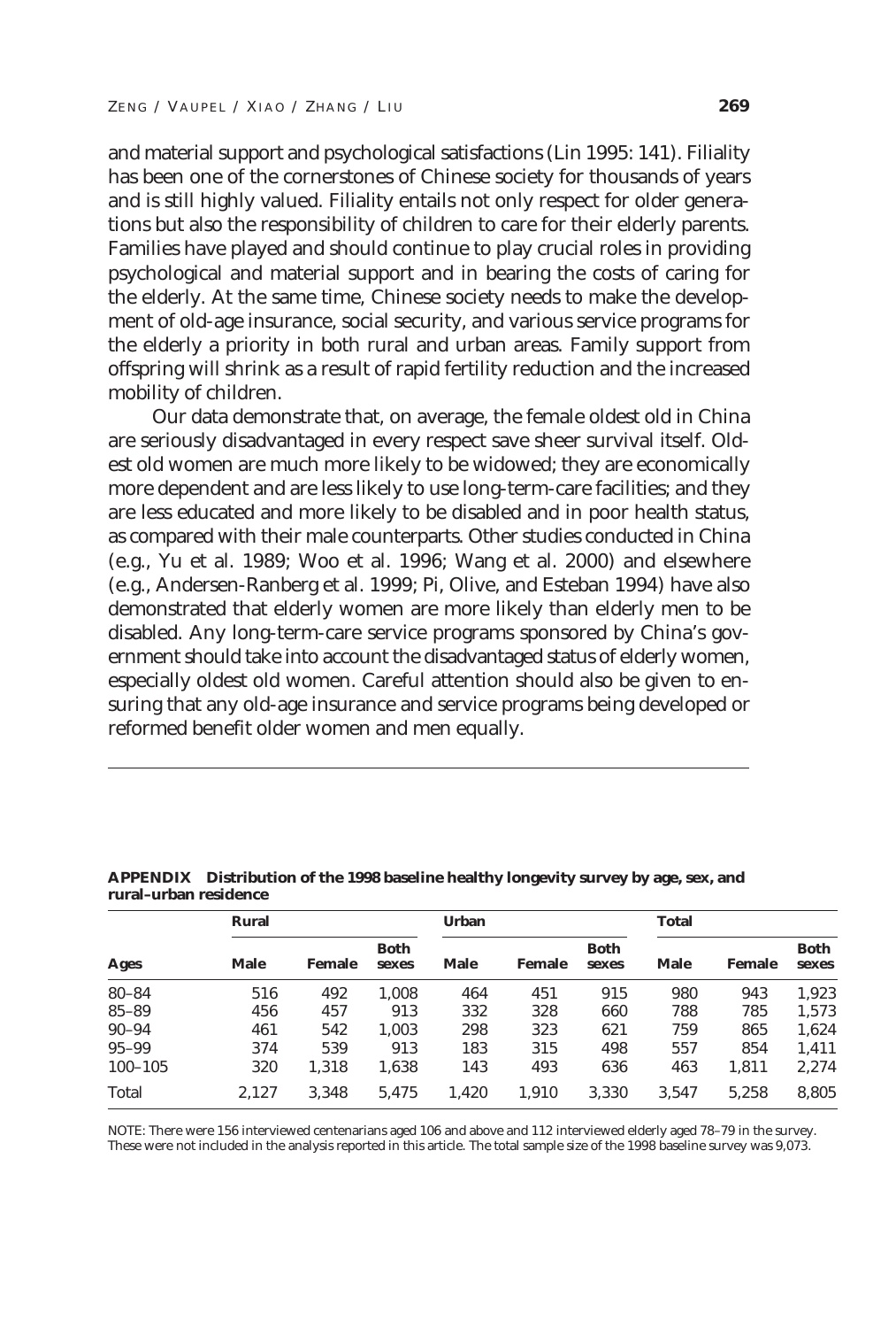and material support and psychological satisfactions (Lin 1995: 141). Filiality has been one of the cornerstones of Chinese society for thousands of years and is still highly valued. Filiality entails not only respect for older generations but also the responsibility of children to care for their elderly parents. Families have played and should continue to play crucial roles in providing psychological and material support and in bearing the costs of caring for the elderly. At the same time, Chinese society needs to make the development of old-age insurance, social security, and various service programs for the elderly a priority in both rural and urban areas. Family support from offspring will shrink as a result of rapid fertility reduction and the increased mobility of children.

Our data demonstrate that, on average, the female oldest old in China are seriously disadvantaged in every respect save sheer survival itself. Oldest old women are much more likely to be widowed; they are economically more dependent and are less likely to use long-term-care facilities; and they are less educated and more likely to be disabled and in poor health status, as compared with their male counterparts. Other studies conducted in China (e.g., Yu et al. 1989; Woo et al. 1996; Wang et al. 2000) and elsewhere (e.g., Andersen-Ranberg et al. 1999; Pi, Olive, and Esteban 1994) have also demonstrated that elderly women are more likely than elderly men to be disabled. Any long-term-care service programs sponsored by China's government should take into account the disadvantaged status of elderly women, especially oldest old women. Careful attention should also be given to ensuring that any old-age insurance and service programs being developed or reformed benefit older women and men equally.

---

**APPENDIX Distribution of the 1998 baseline healthy longevity survey by age, sex, and rural–urban residence**

| | Rural | | | Urban | | | Total | | |
|---|---|---|---|---|---|---|---|---|---|
| Ages | Male | Female | Both sexes | Male | Female | Both sexes | Male | Female | Both sexes |
| 80–84 | 516 | 492 | 1,008 | 464 | 451 | 915 | 980 | 943 | 1,923 |
| 85–89 | 456 | 457 | 913 | 332 | 328 | 660 | 788 | 785 | 1,573 |
| 90–94 | 461 | 542 | 1,003 | 298 | 323 | 621 | 759 | 865 | 1,624 |
| 95–99 | 374 | 539 | 913 | 183 | 315 | 498 | 557 | 854 | 1,411 |
| 100–105 | 320 | 1,318 | 1,638 | 143 | 493 | 636 | 463 | 1,811 | 2,274 |
| Total | 2,127 | 3,348 | 5,475 | 1,420 | 1,910 | 3,330 | 3,547 | 5,258 | 8,805 |

NOTE: There were 156 interviewed centenarians aged 106 and above and 112 interviewed elderly aged 78–79 in the survey. These were not included in the analysis reported in this article. The total sample size of the 1998 baseline survey was 9,073.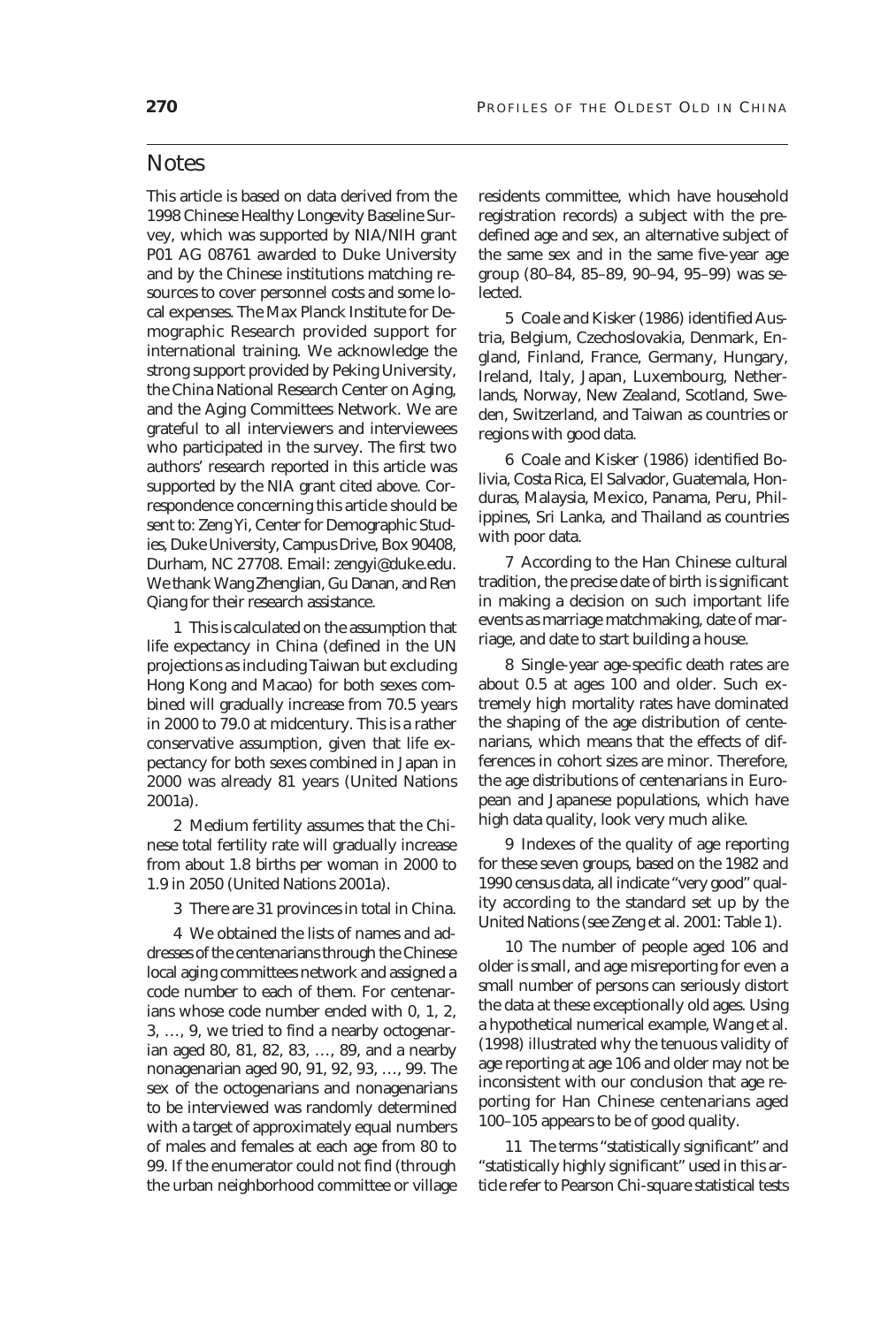## Notes

This article is based on data derived from the 1998 Chinese Healthy Longevity Baseline Survey, which was supported by NIA/NIH grant P01 AG 08761 awarded to Duke University and by the Chinese institutions matching resources to cover personnel costs and some local expenses. The Max Planck Institute for Demographic Research provided support for international training. We acknowledge the strong support provided by Peking University, the China National Research Center on Aging, and the Aging Committees Network. We are grateful to all interviewers and interviewees who participated in the survey. The first two authors' research reported in this article was supported by the NIA grant cited above. Correspondence concerning this article should be sent to: Zeng Yi, Center for Demographic Studies, Duke University, Campus Drive, Box 90408, Durham, NC 27708. Email: zengyi@duke.edu. We thank Wang Zhenglian, Gu Danan, and Ren Qiang for their research assistance.

1 This is calculated on the assumption that life expectancy in China (defined in the UN projections as including Taiwan but excluding Hong Kong and Macao) for both sexes combined will gradually increase from 70.5 years in 2000 to 79.0 at midcentury. This is a rather conservative assumption, given that life expectancy for both sexes combined in Japan in 2000 was already 81 years (United Nations 2001a).

2 Medium fertility assumes that the Chinese total fertility rate will gradually increase from about 1.8 births per woman in 2000 to 1.9 in 2050 (United Nations 2001a).

3 There are 31 provinces in total in China.

4 We obtained the lists of names and addresses of the centenarians through the Chinese local aging committees network and assigned a code number to each of them. For centenarians whose code number ended with 0, 1, 2, 3, …, 9, we tried to find a nearby octogenarian aged 80, 81, 82, 83, …, 89, and a nearby nonagenarian aged 90, 91, 92, 93, …, 99. The sex of the octogenarians and nonagenarians to be interviewed was randomly determined with a target of approximately equal numbers of males and females at each age from 80 to 99. If the enumerator could not find (through the urban neighborhood committee or village residents committee, which have household registration records) a subject with the predefined age and sex, an alternative subject of the same sex and in the same five-year age group (80–84, 85–89, 90–94, 95–99) was selected.

5 Coale and Kisker (1986) identified Austria, Belgium, Czechoslovakia, Denmark, England, Finland, France, Germany, Hungary, Ireland, Italy, Japan, Luxembourg, Netherlands, Norway, New Zealand, Scotland, Sweden, Switzerland, and Taiwan as countries or regions with good data.

6 Coale and Kisker (1986) identified Bolivia, Costa Rica, El Salvador, Guatemala, Honduras, Malaysia, Mexico, Panama, Peru, Philippines, Sri Lanka, and Thailand as countries with poor data.

7 According to the Han Chinese cultural tradition, the precise date of birth is significant in making a decision on such important life events as marriage matchmaking, date of marriage, and date to start building a house.

8 Single-year age-specific death rates are about 0.5 at ages 100 and older. Such extremely high mortality rates have dominated the shaping of the age distribution of centenarians, which means that the effects of differences in cohort sizes are minor. Therefore, the age distributions of centenarians in European and Japanese populations, which have high data quality, look very much alike.

9 Indexes of the quality of age reporting for these seven groups, based on the 1982 and 1990 census data, all indicate "very good" quality according to the standard set up by the United Nations (see Zeng et al. 2001: Table 1).

10 The number of people aged 106 and older is small, and age misreporting for even a small number of persons can seriously distort the data at these exceptionally old ages. Using a hypothetical numerical example, Wang et al. (1998) illustrated why the tenuous validity of age reporting at age 106 and older may not be inconsistent with our conclusion that age reporting for Han Chinese centenarians aged 100–105 appears to be of good quality.

11 The terms "statistically significant" and "statistically highly significant" used in this article refer to Pearson Chi-square statistical tests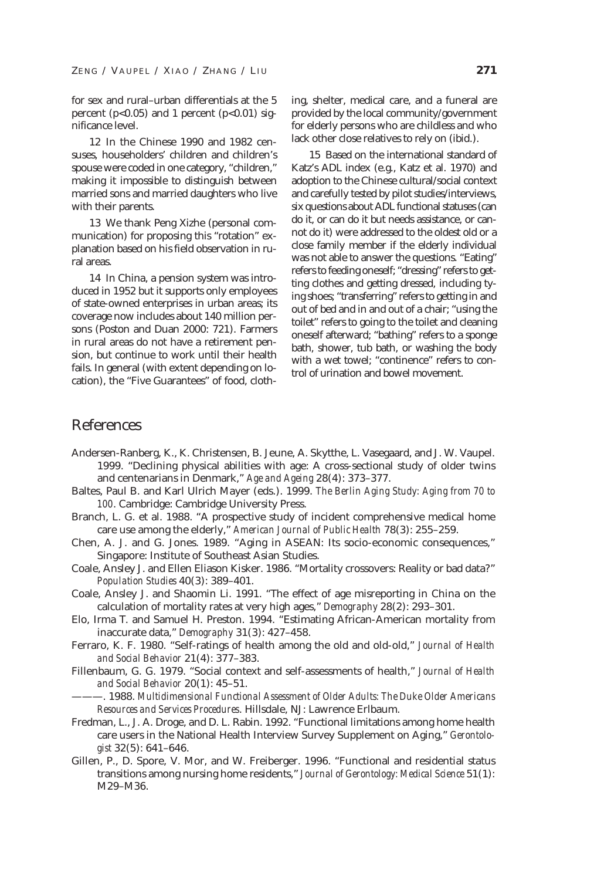for sex and rural–urban differentials at the 5 percent ($p<0.05$) and 1 percent ($p<0.01$) significance level.

12 In the Chinese 1990 and 1982 censuses, householders' children and children's spouse were coded in one category, "children," making it impossible to distinguish between married sons and married daughters who live with their parents.

13 We thank Peng Xizhe (personal communication) for proposing this "rotation" explanation based on his field observation in rural areas.

14 In China, a pension system was introduced in 1952 but it supports only employees of state-owned enterprises in urban areas; its coverage now includes about 140 million persons (Poston and Duan 2000: 721). Farmers in rural areas do not have a retirement pension, but continue to work until their health fails. In general (with extent depending on location), the "Five Guarantees" of food, clothing, shelter, medical care, and a funeral are provided by the local community/government for elderly persons who are childless and who lack other close relatives to rely on (ibid.).

15 Based on the international standard of Katz's ADL index (e.g., Katz et al. 1970) and adoption to the Chinese cultural/social context and carefully tested by pilot studies/interviews, six questions about ADL functional statuses (can do it, or can do it but needs assistance, or cannot do it) were addressed to the oldest old or a close family member if the elderly individual was not able to answer the questions. "Eating" refers to feeding oneself; "dressing" refers to getting clothes and getting dressed, including tying shoes; "transferring" refers to getting in and out of bed and in and out of a chair; "using the toilet" refers to going to the toilet and cleaning oneself afterward; "bathing" refers to a sponge bath, shower, tub bath, or washing the body with a wet towel; "continence" refers to control of urination and bowel movement.

# References

Andersen-Ranberg, K., K. Christensen, B. Jeune, A. Skytthe, L. Vasegaard, and J. W. Vaupel. 1999. "Declining physical abilities with age: A cross-sectional study of older twins and centenarians in Denmark," *Age and Ageing* 28(4): 373–377.

Baltes, Paul B. and Karl Ulrich Mayer (eds.). 1999. *The Berlin Aging Study: Aging from 70 to 100*. Cambridge: Cambridge University Press.

Branch, L. G. et al. 1988. "A prospective study of incident comprehensive medical home care use among the elderly," *American Journal of Public Health* 78(3): 255–259.

Chen, A. J. and G. Jones. 1989. "Aging in ASEAN: Its socio-economic consequences," Singapore: Institute of Southeast Asian Studies.

Coale, Ansley J. and Ellen Eliason Kisker. 1986. "Mortality crossovers: Reality or bad data?" *Population Studies* 40(3): 389–401.

Coale, Ansley J. and Shaomin Li. 1991. "The effect of age misreporting in China on the calculation of mortality rates at very high ages," *Demography* 28(2): 293–301.

Elo, Irma T. and Samuel H. Preston. 1994. "Estimating African-American mortality from inaccurate data," *Demography* 31(3): 427–458.

Ferraro, K. F. 1980. "Self-ratings of health among the old and old-old," *Journal of Health and Social Behavior* 21(4): 377–383.

Fillenbaum, G. G. 1979. "Social context and self-assessments of health," *Journal of Health and Social Behavior* 20(1): 45–51.

———. 1988. *Multidimensional Functional Assessment of Older Adults: The Duke Older Americans Resources and Services Procedures*. Hillsdale, NJ: Lawrence Erlbaum.

Fredman, L., J. A. Droge, and D. L. Rabin. 1992. "Functional limitations among home health care users in the National Health Interview Survey Supplement on Aging," *Gerontologist* 32(5): 641–646.

Gillen, P., D. Spore, V. Mor, and W. Freiberger. 1996. "Functional and residential status transitions among nursing home residents," *Journal of Gerontology: Medical Science* 51(1): M29–M36.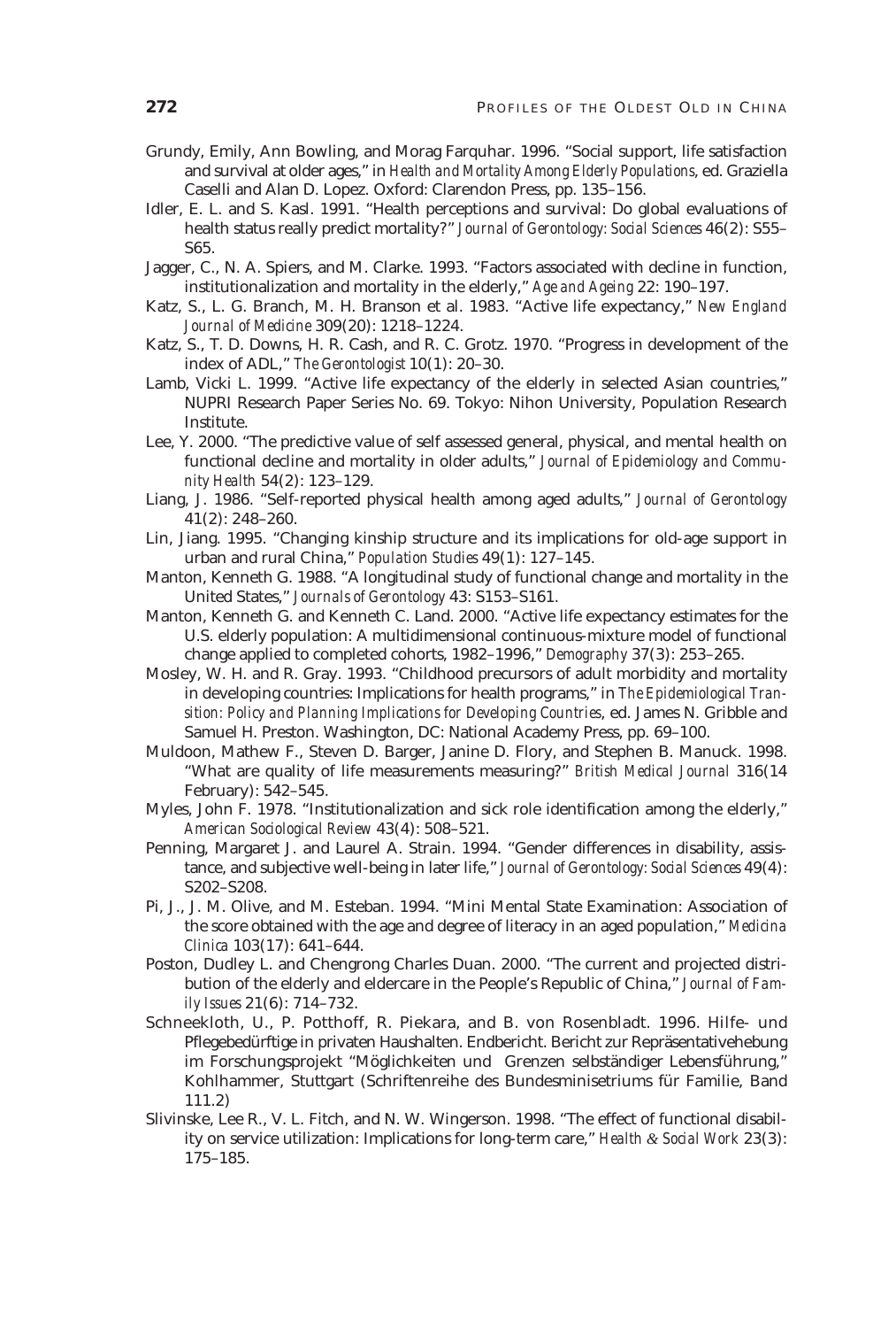Grundy, Emily, Ann Bowling, and Morag Farquhar. 1996. "Social support, life satisfaction and survival at older ages," in *Health and Mortality Among Elderly Populations*, ed. Graziella Caselli and Alan D. Lopez. Oxford: Clarendon Press, pp. 135–156.

Idler, E. L. and S. Kasl. 1991. "Health perceptions and survival: Do global evaluations of health status really predict mortality?" *Journal of Gerontology: Social Sciences* 46(2): S55–S65.

Jagger, C., N. A. Spiers, and M. Clarke. 1993. "Factors associated with decline in function, institutionalization and mortality in the elderly," *Age and Ageing* 22: 190–197.

Katz, S., L. G. Branch, M. H. Branson et al. 1983. "Active life expectancy," *New England Journal of Medicine* 309(20): 1218–1224.

Katz, S., T. D. Downs, H. R. Cash, and R. C. Grotz. 1970. "Progress in development of the index of ADL," *The Gerontologist* 10(1): 20–30.

Lamb, Vicki L. 1999. "Active life expectancy of the elderly in selected Asian countries," NUPRI Research Paper Series No. 69. Tokyo: Nihon University, Population Research Institute.

Lee, Y. 2000. "The predictive value of self assessed general, physical, and mental health on functional decline and mortality in older adults," *Journal of Epidemiology and Community Health* 54(2): 123–129.

Liang, J. 1986. "Self-reported physical health among aged adults," *Journal of Gerontology* 41(2): 248–260.

Lin, Jiang. 1995. "Changing kinship structure and its implications for old-age support in urban and rural China," *Population Studies* 49(1): 127–145.

Manton, Kenneth G. 1988. "A longitudinal study of functional change and mortality in the United States," *Journals of Gerontology* 43: S153–S161.

Manton, Kenneth G. and Kenneth C. Land. 2000. "Active life expectancy estimates for the U.S. elderly population: A multidimensional continuous-mixture model of functional change applied to completed cohorts, 1982–1996," *Demography* 37(3): 253–265.

Mosley, W. H. and R. Gray. 1993. "Childhood precursors of adult morbidity and mortality in developing countries: Implications for health programs," in *The Epidemiological Transition: Policy and Planning Implications for Developing Countries*, ed. James N. Gribble and Samuel H. Preston. Washington, DC: National Academy Press, pp. 69–100.

Muldoon, Mathew F., Steven D. Barger, Janine D. Flory, and Stephen B. Manuck. 1998. "What are quality of life measurements measuring?" *British Medical Journal* 316(14 February): 542–545.

Myles, John F. 1978. "Institutionalization and sick role identification among the elderly," *American Sociological Review* 43(4): 508–521.

Penning, Margaret J. and Laurel A. Strain. 1994. "Gender differences in disability, assistance, and subjective well-being in later life," *Journal of Gerontology: Social Sciences* 49(4): S202–S208.

Pi, J., J. M. Olive, and M. Esteban. 1994. "Mini Mental State Examination: Association of the score obtained with the age and degree of literacy in an aged population," *Medicina Clinica* 103(17): 641–644.

Poston, Dudley L. and Chengrong Charles Duan. 2000. "The current and projected distribution of the elderly and eldercare in the People's Republic of China," *Journal of Family Issues* 21(6): 714–732.

Schneekloth, U., P. Potthoff, R. Piekara, and B. von Rosenbladt. 1996. Hilfe- und Pflegebedürftige in privaten Haushalten. Endbericht. Bericht zur Repräsentativehebung im Forschungsprojekt "Möglichkeiten und Grenzen selbständiger Lebensführung," Kohlhammer, Stuttgart (Schriftenreihe des Bundesminisetriums für Familie, Band 111.2)

Slivinske, Lee R., V. L. Fitch, and N. W. Wingerson. 1998. "The effect of functional disability on service utilization: Implications for long-term care," *Health & Social Work* 23(3): 175–185.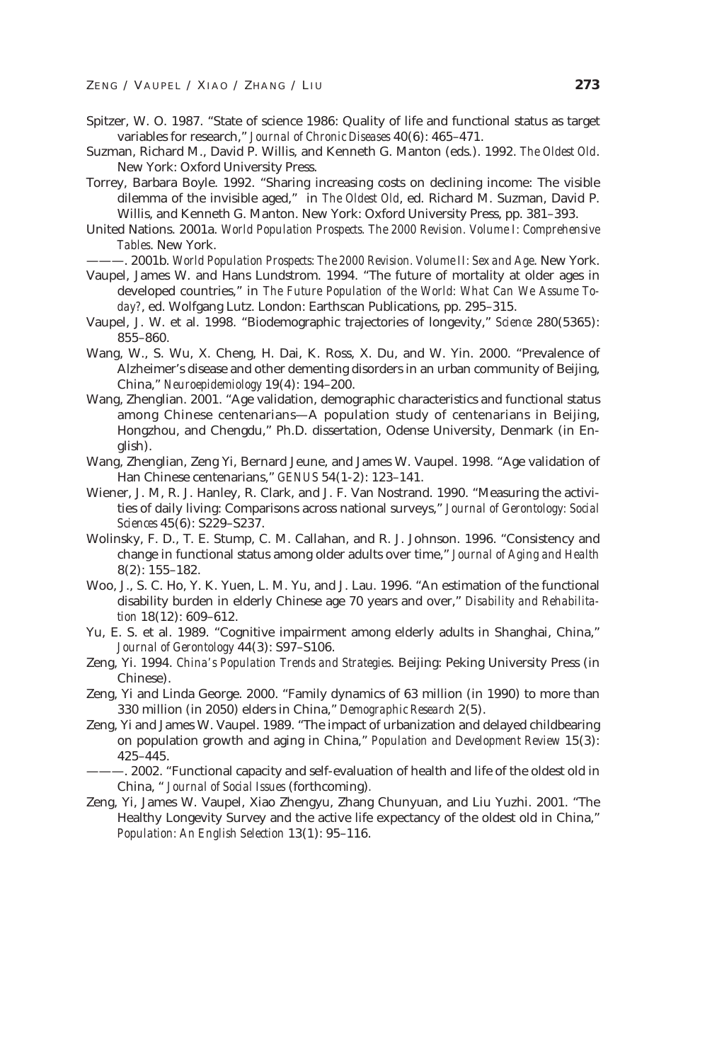Spitzer, W. O. 1987. "State of science 1986: Quality of life and functional status as target variables for research," *Journal of Chronic Diseases* 40(6): 465–471.

Suzman, Richard M., David P. Willis, and Kenneth G. Manton (eds.). 1992. *The Oldest Old*. New York: Oxford University Press.

Torrey, Barbara Boyle. 1992. "Sharing increasing costs on declining income: The visible dilemma of the invisible aged," in *The Oldest Old*, ed. Richard M. Suzman, David P. Willis, and Kenneth G. Manton. New York: Oxford University Press, pp. 381–393.

United Nations. 2001a. *World Population Prospects. The 2000 Revision. Volume I: Comprehensive Tables*. New York.

———. 2001b. *World Population Prospects: The 2000 Revision. Volume II: Sex and Age*. New York.

Vaupel, James W. and Hans Lundstrom. 1994. "The future of mortality at older ages in developed countries," in *The Future Population of the World: What Can We Assume Today?*, ed. Wolfgang Lutz. London: Earthscan Publications, pp. 295–315.

Vaupel, J. W. et al. 1998. "Biodemographic trajectories of longevity," *Science* 280(5365): 855–860.

Wang, W., S. Wu, X. Cheng, H. Dai, K. Ross, X. Du, and W. Yin. 2000. "Prevalence of Alzheimer's disease and other dementing disorders in an urban community of Beijing, China," *Neuroepidemiology* 19(4): 194–200.

Wang, Zhenglian. 2001. "Age validation, demographic characteristics and functional status among Chinese centenarians—A population study of centenarians in Beijing, Hongzhou, and Chengdu," Ph.D. dissertation, Odense University, Denmark (in English).

Wang, Zhenglian, Zeng Yi, Bernard Jeune, and James W. Vaupel. 1998. "Age validation of Han Chinese centenarians," *GENUS* 54(1-2): 123–141.

Wiener, J. M, R. J. Hanley, R. Clark, and J. F. Van Nostrand. 1990. "Measuring the activities of daily living: Comparisons across national surveys," *Journal of Gerontology: Social Sciences* 45(6): S229–S237.

Wolinsky, F. D., T. E. Stump, C. M. Callahan, and R. J. Johnson. 1996. "Consistency and change in functional status among older adults over time," *Journal of Aging and Health* 8(2): 155–182.

Woo, J., S. C. Ho, Y. K. Yuen, L. M. Yu, and J. Lau. 1996. "An estimation of the functional disability burden in elderly Chinese age 70 years and over," *Disability and Rehabilitation* 18(12): 609–612.

Yu, E. S. et al. 1989. "Cognitive impairment among elderly adults in Shanghai, China," *Journal of Gerontology* 44(3): S97–S106.

Zeng, Yi. 1994. *China's Population Trends and Strategies*. Beijing: Peking University Press (in Chinese).

Zeng, Yi and Linda George. 2000. "Family dynamics of 63 million (in 1990) to more than 330 million (in 2050) elders in China," *Demographic Research* 2(5).

Zeng, Yi and James W. Vaupel. 1989. "The impact of urbanization and delayed childbearing on population growth and aging in China," *Population and Development Review* 15(3): 425–445.

———. 2002. "Functional capacity and self-evaluation of health and life of the oldest old in China, " *Journal of Social Issues* (forthcoming).

Zeng, Yi, James W. Vaupel, Xiao Zhengyu, Zhang Chunyuan, and Liu Yuzhi. 2001. "The Healthy Longevity Survey and the active life expectancy of the oldest old in China," *Population: An English Selection* 13(1): 95–116.